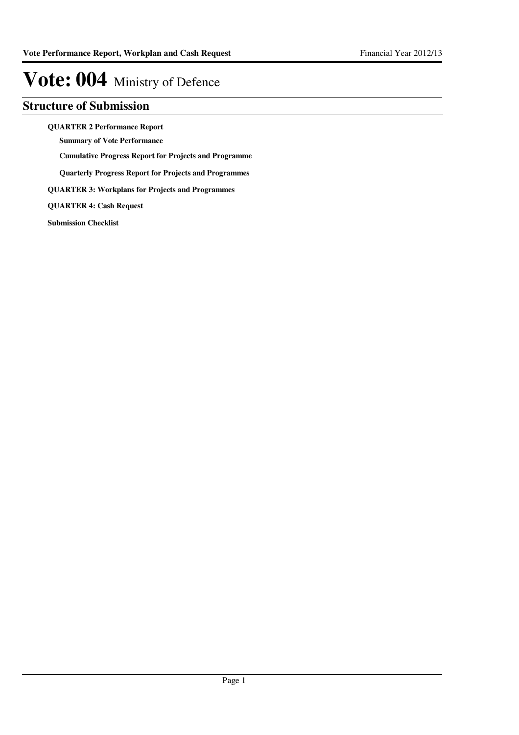# Vote: 004 Ministry of Defence

## Structure of Submission

**QUARTER 2 Performance Report**

- **Summary of Vote Performance**
- **Cumulative Progress Report for Projects and Programme**
- **Quarterly Progress Report for Projects and Programmes**

**QUARTER 3: Workplans for Projects and Programmes**

**QUARTER 4: Cash Request**

**Submission Checklist**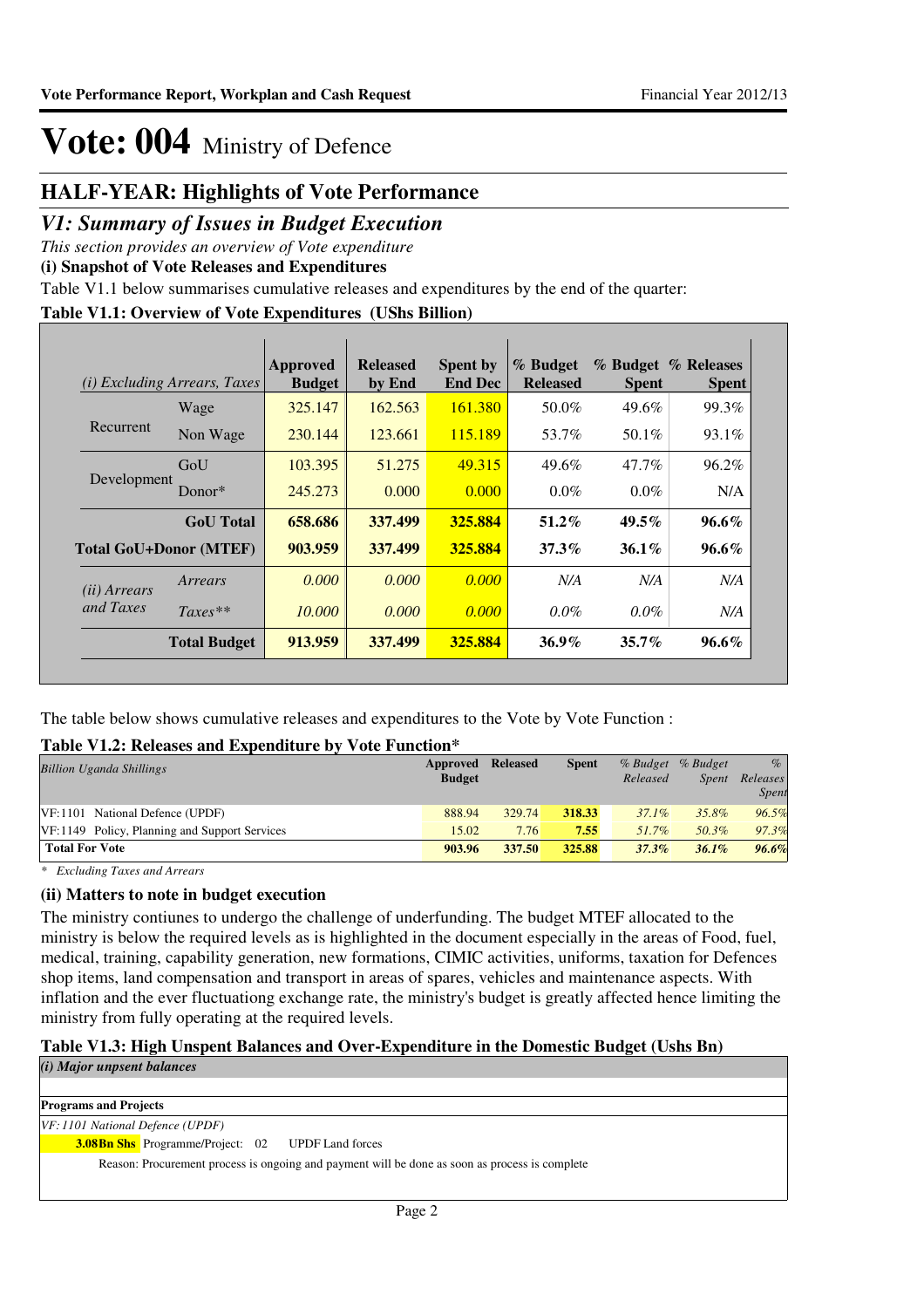# Vote: 004 Ministry of Defence

## HALF-YEAR: Highlights of Vote Performance

## *V1: Summary of Issues in Budget Execution*

*This section provides an overview of Vote expenditure*

**(i) Snapshot of Vote Releases and Expenditures**

Table V1.1 below summarises cumulative releases and expenditures by the end of the quarter:

**Table V1.1: Overview of Vote Expenditures (UShs Billion)**

| *(i) Excluding Arrears, Taxes* | | Approved Budget | Released by End | Spent by End Dec | % Budget Released | % Budget Spent | % Releases Spent |
|---|---|---|---|---|---|---|---|
| Recurrent | Wage | 325.147 | 162.563 | 161.380 | 50.0% | 49.6% | 99.3% |
| | Non Wage | 230.144 | 123.661 | 115.189 | 53.7% | 50.1% | 93.1% |
| Development | GoU | 103.395 | 51.275 | 49.315 | 49.6% | 47.7% | 96.2% |
| | Donor* | 245.273 | 0.000 | 0.000 | 0.0% | 0.0% | N/A |
| | **GoU Total** | **658.686** | **337.499** | **325.884** | **51.2%** | **49.5%** | **96.6%** |
| **Total GoU+Donor (MTEF)** | | **903.959** | **337.499** | **325.884** | **37.3%** | **36.1%** | **96.6%** |
| *(ii) Arrears and Taxes* | *Arrears* | *0.000* | *0.000* | *0.000* | *N/A* | *N/A* | *N/A* |
| | *Taxes*** | *10.000* | *0.000* | *0.000* | *0.0%* | *0.0%* | *N/A* |
| | **Total Budget** | **913.959** | **337.499** | **325.884** | **36.9%** | **35.7%** | **96.6%** |

The table below shows cumulative releases and expenditures to the Vote by Vote Function :

**Table V1.2: Releases and Expenditure by Vote Function***

| *Billion Uganda Shillings* | Approved Budget | Released | Spent | *% Budget Released* | *% Budget Spent* | *% Releases Spent* |
|---|---|---|---|---|---|---|
| VF:1101 National Defence (UPDF) | 888.94 | 329.74 | 318.33 | 37.1% | 35.8% | 96.5% |
| VF:1149 Policy, Planning and Support Services | 15.02 | 7.76 | 7.55 | 51.7% | 50.3% | 97.3% |
| **Total For Vote** | **903.96** | **337.50** | **325.88** | **37.3%** | **36.1%** | **96.6%** |

*\* Excluding Taxes and Arrears*

**(ii) Matters to note in budget execution**

The ministry contiunes to undergo the challenge of underfunding. The budget MTEF allocated to the ministry is below the required levels as is highlighted in the document especially in the areas of Food, fuel, medical, training, capability generation, new formations, CIMIC activities, uniforms, taxation for Defences shop items, land compensation and transport in areas of spares, vehicles and maintenance aspects. With inflation and the ever fluctuationg exchange rate, the ministry's budget is greatly affected hence limiting the ministry from fully operating at the required levels.

**Table V1.3: High Unspent Balances and Over-Expenditure in the Domestic Budget (Ushs Bn)**

***(i) Major unpsent balances***

**Programs and Projects**

*VF: 1101 National Defence (UPDF)*

**3.08Bn Shs** Programme/Project: 02 UPDF Land forces

Reason: Procurement process is ongoing and payment will be done as soon as process is complete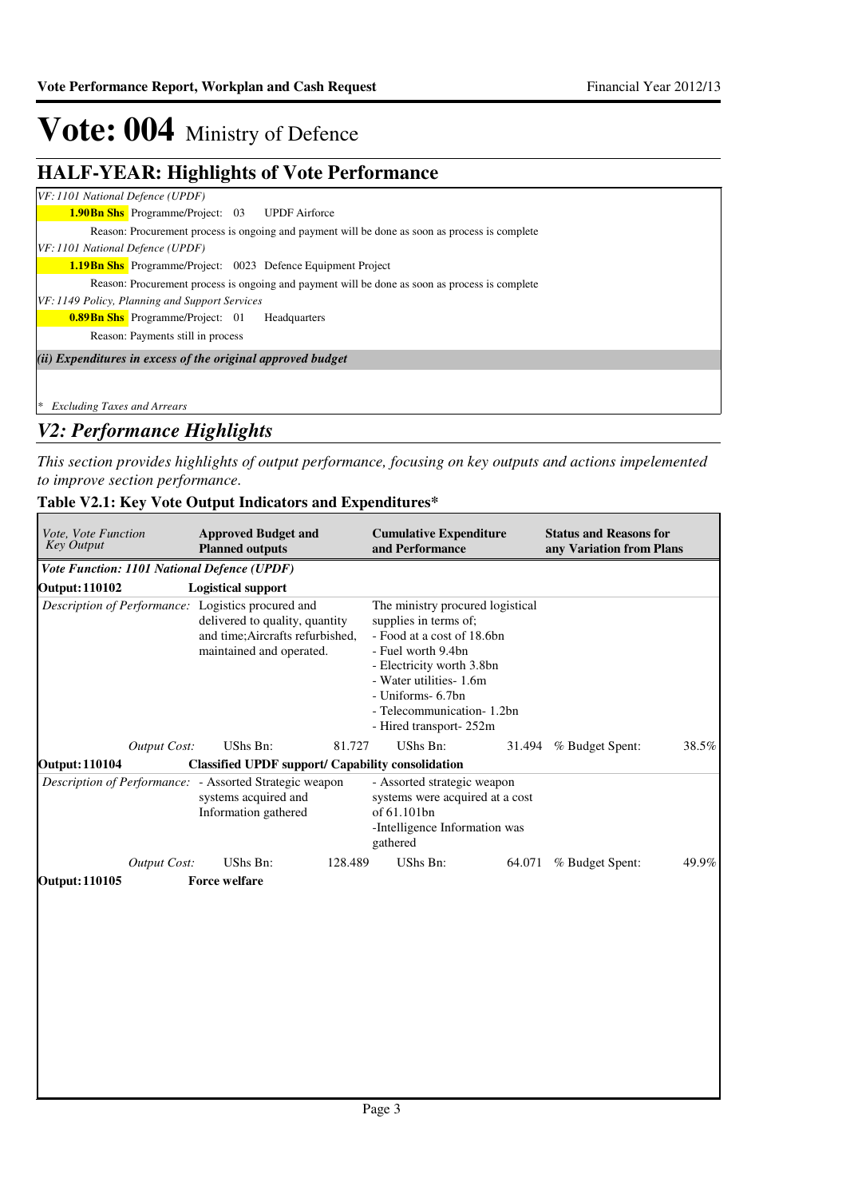# Vote: 004 Ministry of Defence

## HALF-YEAR: Highlights of Vote Performance

*VF: 1101 National Defence (UPDF)*

**1.90Bn Shs** Programme/Project: 03 UPDF Airforce

Reason: Procurement process is ongoing and payment will be done as soon as process is complete

*VF: 1101 National Defence (UPDF)*

**1.19Bn Shs** Programme/Project: 0023 Defence Equipment Project

Reason: Procurement process is ongoing and payment will be done as soon as process is complete

*VF: 1149 Policy, Planning and Support Services*

**0.89Bn Shs** Programme/Project: 01 Headquarters

Reason: Payments still in process

***(ii) Expenditures in excess of the original approved budget***

*\* Excluding Taxes and Arrears*

## *V2: Performance Highlights*

*This section provides highlights of output performance, focusing on key outputs and actions impelemented to improve section performance.*

### Table V2.1: Key Vote Output Indicators and Expenditures*

| *Vote, Vote Function Key Output* | **Approved Budget and Planned outputs** | | **Cumulative Expenditure and Performance** | | **Status and Reasons for any Variation from Plans** | |
|---|---|---|---|---|---|---|
| ***Vote Function: 1101 National Defence (UPDF)*** | | | | | | |
| **Output: 110102** | **Logistical support** | | | | | |
| *Description of Performance:* | Logistics procured and delivered to quality, quantity and time;Aircrafts refurbished, maintained and operated. | | The ministry procured logistical supplies in terms of;<br>- Food at a cost of 18.6bn<br>- Fuel worth 9.4bn<br>- Electricity worth 3.8bn<br>- Water utilities- 1.6m<br>- Uniforms- 6.7bn<br>- Telecommunication- 1.2bn<br>- Hired transport- 252m | | | |
| *Output Cost:* | UShs Bn: | 81.727 | UShs Bn: | 31.494 | % Budget Spent: | 38.5% |
| **Output: 110104** | **Classified UPDF support/ Capability consolidation** | | | | | |
| *Description of Performance:* | - Assorted Strategic weapon systems acquired and Information gathered | | - Assorted strategic weapon systems were acquired at a cost of 61.101bn<br>-Intelligence Information was gathered | | | |
| *Output Cost:* | UShs Bn: | 128.489 | UShs Bn: | 64.071 | % Budget Spent: | 49.9% |
| **Output: 110105** | **Force welfare** | | | | | |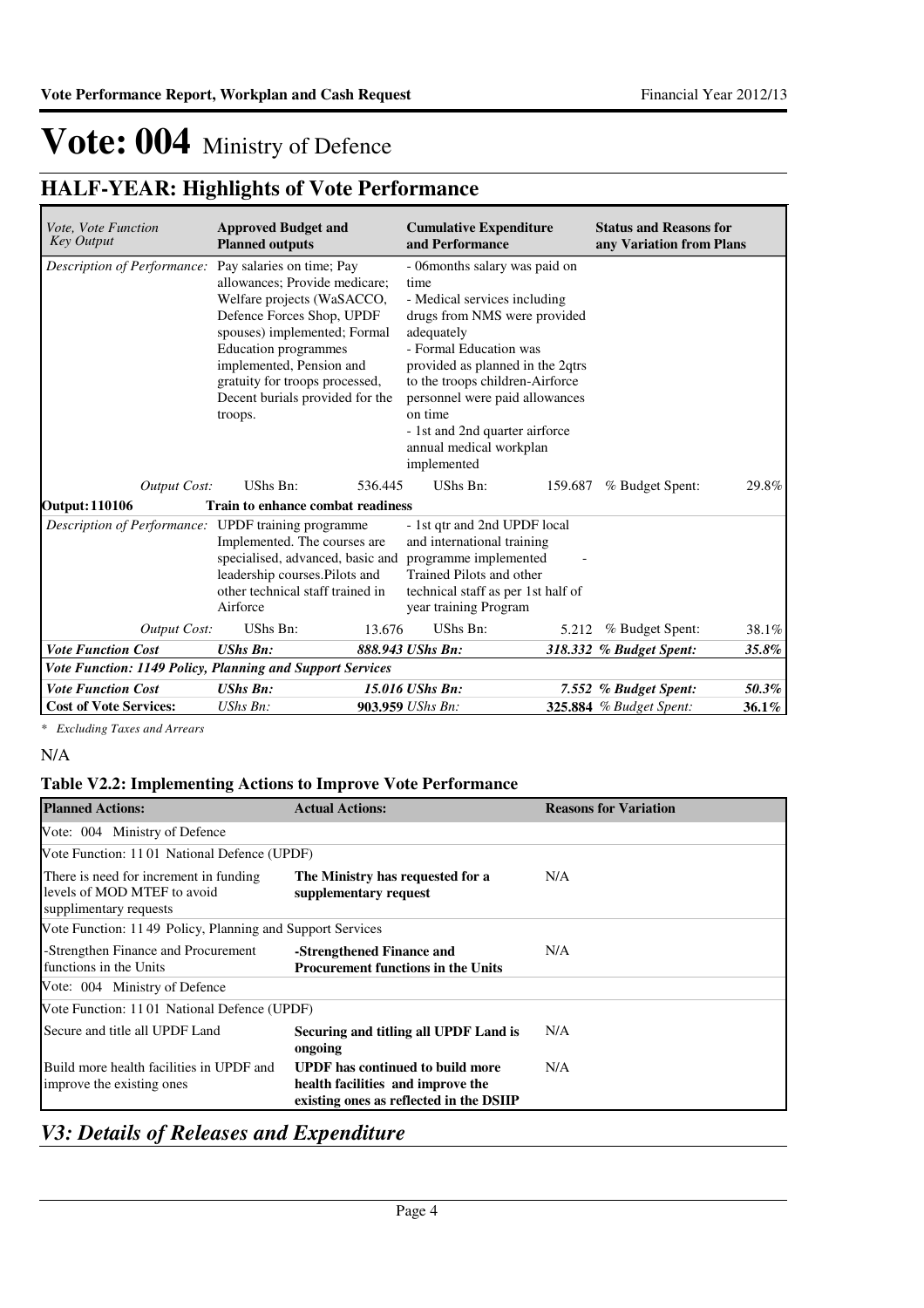# Vote: 004 Ministry of Defence

## HALF-YEAR: Highlights of Vote Performance

| *Vote, Vote Function Key Output* | **Approved Budget and Planned outputs** | | **Cumulative Expenditure and Performance** | | **Status and Reasons for any Variation from Plans** | |
|---|---|---|---|---|---|---|
| *Description of Performance:* | Pay salaries on time; Pay allowances; Provide medicare; Welfare projects (WaSACCO, Defence Forces Shop, UPDF spouses) implemented; Formal Education programmes implemented, Pension and gratuity for troops processed, Decent burials provided for the troops. | | - 06months salary was paid on time<br>- Medical services including drugs from NMS were provided adequately<br>- Formal Education was provided as planned in the 2qtrs to the troops children-Airforce personnel were paid allowances on time<br>- 1st and 2nd quarter airforce annual medical workplan implemented | | | |
| *Output Cost:* | UShs Bn: | 536.445 | UShs Bn: | 159.687 | % Budget Spent: | 29.8% |
| **Output: 110106** | **Train to enhance combat readiness** | | | | | |
| *Description of Performance:* | UPDF training programme Implemented. The courses are specialised, advanced, basic and leadership courses.Pilots and other technical staff trained in Airforce | | - 1st qtr and 2nd UPDF local and international training programme implemented -<br>Trained Pilots and other technical staff as per 1st half of year training Program | | | |
| *Output Cost:* | UShs Bn: | 13.676 | UShs Bn: | 5.212 | % Budget Spent: | 38.1% |
| ***Vote Function Cost*** | ***UShs Bn:*** | ***888.943*** | ***UShs Bn:*** | ***318.332*** | ***% Budget Spent:*** | ***35.8%*** |
| ***Vote Function: 1149 Policy, Planning and Support Services*** | | | | | | |
| ***Vote Function Cost*** | ***UShs Bn:*** | ***15.016*** | ***UShs Bn:*** | ***7.552*** | ***% Budget Spent:*** | ***50.3%*** |
| **Cost of Vote Services:** | *UShs Bn:* | **903.959** | *UShs Bn:* | **325.884** | *% Budget Spent:* | **36.1%** |

*\* Excluding Taxes and Arrears*

N/A

### Table V2.2: Implementing Actions to Improve Vote Performance

| **Planned Actions:** | **Actual Actions:** | **Reasons for Variation** |
|---|---|---|
| Vote: 004 Ministry of Defence | | |
| Vote Function: 11 01 National Defence (UPDF) | | |
| There is need for increment in funding levels of MOD MTEF to avoid supplimentary requests | **The Ministry has requested for a supplementary request** | N/A |
| Vote Function: 11 49 Policy, Planning and Support Services | | |
| -Strengthen Finance and Procurement functions in the Units | **-Strengthened Finance and Procurement functions in the Units** | N/A |
| Vote: 004 Ministry of Defence | | |
| Vote Function: 11 01 National Defence (UPDF) | | |
| Secure and title all UPDF Land | **Securing and titling all UPDF Land is ongoing** | N/A |
| Build more health facilities in UPDF and improve the existing ones | **UPDF has continued to build more health facilities and improve the existing ones as reflected in the DSIIP** | N/A |

## *V3: Details of Releases and Expenditure*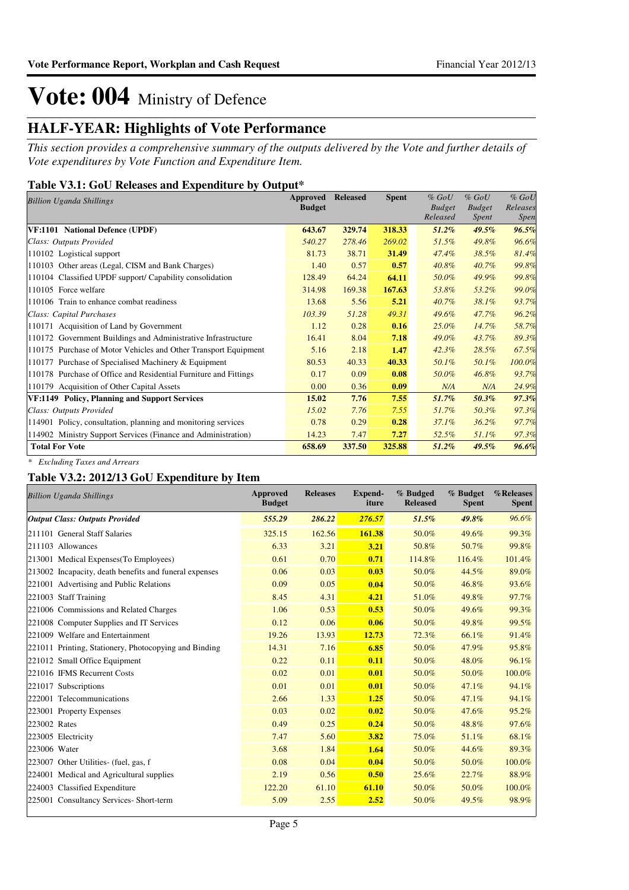# Vote: 004 Ministry of Defence

## HALF-YEAR: Highlights of Vote Performance

*This section provides a comprehensive summary of the outputs delivered by the Vote and further details of Vote expenditures by Vote Function and Expenditure Item.*

### Table V3.1: GoU Releases and Expenditure by Output*

| *Billion Uganda Shillings* | Approved Budget | Released | Spent | *% GoU Budget Released* | *% GoU Budget Spent* | *% GoU Releases Spen* |
|---|---|---|---|---|---|---|
| **VF:1101 National Defence (UPDF)** | **643.67** | **329.74** | **318.33** | ***51.2%*** | ***49.5%*** | ***96.5%*** |
| *Class: Outputs Provided* | *540.27* | *278.46* | *269.02* | *51.5%* | *49.8%* | *96.6%* |
| 110102 Logistical support | 81.73 | 38.71 | **31.49** | *47.4%* | *38.5%* | *81.4%* |
| 110103 Other areas (Legal, CISM and Bank Charges) | 1.40 | 0.57 | **0.57** | *40.8%* | *40.7%* | *99.8%* |
| 110104 Classified UPDF support/ Capability consolidation | 128.49 | 64.24 | **64.11** | *50.0%* | *49.9%* | *99.8%* |
| 110105 Force welfare | 314.98 | 169.38 | **167.63** | *53.8%* | *53.2%* | *99.0%* |
| 110106 Train to enhance combat readiness | 13.68 | 5.56 | **5.21** | *40.7%* | *38.1%* | *93.7%* |
| *Class: Capital Purchases* | *103.39* | *51.28* | *49.31* | *49.6%* | *47.7%* | *96.2%* |
| 110171 Acquisition of Land by Government | 1.12 | 0.28 | **0.16** | *25.0%* | *14.7%* | *58.7%* |
| 110172 Government Buildings and Administrative Infrastructure | 16.41 | 8.04 | **7.18** | *49.0%* | *43.7%* | *89.3%* |
| 110175 Purchase of Motor Vehicles and Other Transport Equipment | 5.16 | 2.18 | **1.47** | *42.3%* | *28.5%* | *67.5%* |
| 110177 Purchase of Specialised Machinery & Equipment | 80.53 | 40.33 | **40.33** | *50.1%* | *50.1%* | *100.0%* |
| 110178 Purchase of Office and Residential Furniture and Fittings | 0.17 | 0.09 | **0.08** | *50.0%* | *46.8%* | *93.7%* |
| 110179 Acquisition of Other Capital Assets | 0.00 | 0.36 | **0.09** | *N/A* | *N/A* | *24.9%* |
| **VF:1149 Policy, Planning and Support Services** | **15.02** | **7.76** | **7.55** | ***51.7%*** | ***50.3%*** | ***97.3%*** |
| *Class: Outputs Provided* | *15.02* | *7.76* | *7.55* | *51.7%* | *50.3%* | *97.3%* |
| 114901 Policy, consultation, planning and monitoring services | 0.78 | 0.29 | **0.28** | *37.1%* | *36.2%* | *97.7%* |
| 114902 Ministry Support Services (Finance and Administration) | 14.23 | 7.47 | **7.27** | *52.5%* | *51.1%* | *97.3%* |
| **Total For Vote** | **658.69** | **337.50** | **325.88** | ***51.2%*** | ***49.5%*** | ***96.6%*** |

*\* Excluding Taxes and Arrears*

### Table V3.2: 2012/13 GoU Expenditure by Item

| *Billion Uganda Shillings* | Approved Budget | Releases | Expend-iture | % Budged Released | % Budget Spent | %Releases Spent |
|---|---|---|---|---|---|---|
| ***Output Class: Outputs Provided*** | ***555.29*** | ***286.22*** | ***276.57*** | ***51.5%*** | ***49.8%*** | *96.6%* |
| 211101 General Staff Salaries | 325.15 | 162.56 | **161.38** | 50.0% | 49.6% | 99.3% |
| 211103 Allowances | 6.33 | 3.21 | **3.21** | 50.8% | 50.7% | 99.8% |
| 213001 Medical Expenses(To Employees) | 0.61 | 0.70 | **0.71** | 114.8% | 116.4% | 101.4% |
| 213002 Incapacity, death benefits and funeral expenses | 0.06 | 0.03 | **0.03** | 50.0% | 44.5% | 89.0% |
| 221001 Advertising and Public Relations | 0.09 | 0.05 | **0.04** | 50.0% | 46.8% | 93.6% |
| 221003 Staff Training | 8.45 | 4.31 | **4.21** | 51.0% | 49.8% | 97.7% |
| 221006 Commissions and Related Charges | 1.06 | 0.53 | **0.53** | 50.0% | 49.6% | 99.3% |
| 221008 Computer Supplies and IT Services | 0.12 | 0.06 | **0.06** | 50.0% | 49.8% | 99.5% |
| 221009 Welfare and Entertainment | 19.26 | 13.93 | **12.73** | 72.3% | 66.1% | 91.4% |
| 221011 Printing, Stationery, Photocopying and Binding | 14.31 | 7.16 | **6.85** | 50.0% | 47.9% | 95.8% |
| 221012 Small Office Equipment | 0.22 | 0.11 | **0.11** | 50.0% | 48.0% | 96.1% |
| 221016 IFMS Recurrent Costs | 0.02 | 0.01 | **0.01** | 50.0% | 50.0% | 100.0% |
| 221017 Subscriptions | 0.01 | 0.01 | **0.01** | 50.0% | 47.1% | 94.1% |
| 222001 Telecommunications | 2.66 | 1.33 | **1.25** | 50.0% | 47.1% | 94.1% |
| 223001 Property Expenses | 0.03 | 0.02 | **0.02** | 50.0% | 47.6% | 95.2% |
| 223002 Rates | 0.49 | 0.25 | **0.24** | 50.0% | 48.8% | 97.6% |
| 223005 Electricity | 7.47 | 5.60 | **3.82** | 75.0% | 51.1% | 68.1% |
| 223006 Water | 3.68 | 1.84 | **1.64** | 50.0% | 44.6% | 89.3% |
| 223007 Other Utilities- (fuel, gas, f | 0.08 | 0.04 | **0.04** | 50.0% | 50.0% | 100.0% |
| 224001 Medical and Agricultural supplies | 2.19 | 0.56 | **0.50** | 25.6% | 22.7% | 88.9% |
| 224003 Classified Expenditure | 122.20 | 61.10 | **61.10** | 50.0% | 50.0% | 100.0% |
| 225001 Consultancy Services- Short-term | 5.09 | 2.55 | **2.52** | 50.0% | 49.5% | 98.9% |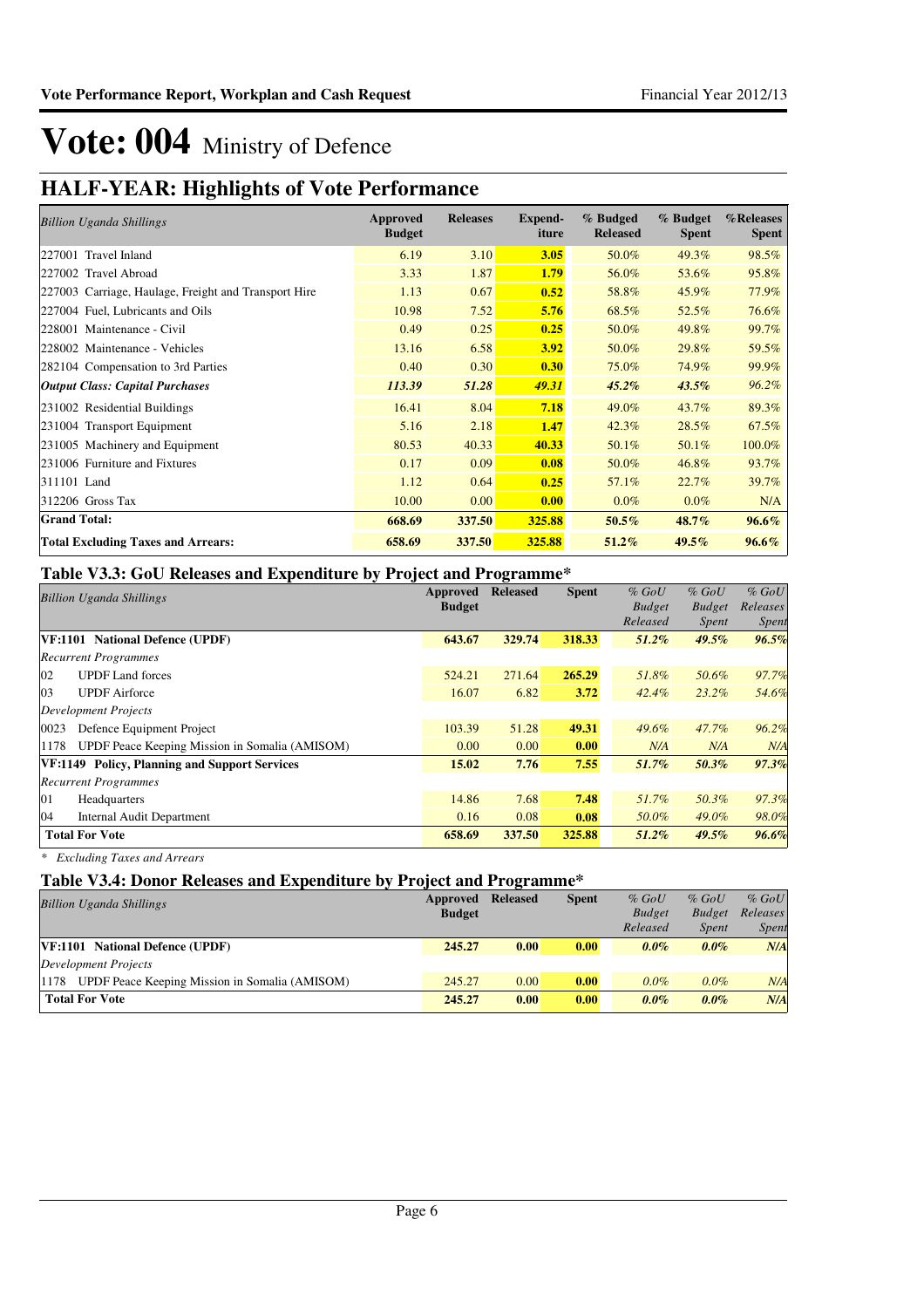# Vote: 004 Ministry of Defence

## HALF-YEAR: Highlights of Vote Performance

| *Billion Uganda Shillings* | Approved Budget | Releases | Expend-iture | % Budged Released | % Budget Spent | %Releases Spent |
|---|---|---|---|---|---|---|
| 227001 Travel Inland | 6.19 | 3.10 | **3.05** | 50.0% | 49.3% | 98.5% |
| 227002 Travel Abroad | 3.33 | 1.87 | **1.79** | 56.0% | 53.6% | 95.8% |
| 227003 Carriage, Haulage, Freight and Transport Hire | 1.13 | 0.67 | **0.52** | 58.8% | 45.9% | 77.9% |
| 227004 Fuel, Lubricants and Oils | 10.98 | 7.52 | **5.76** | 68.5% | 52.5% | 76.6% |
| 228001 Maintenance - Civil | 0.49 | 0.25 | **0.25** | 50.0% | 49.8% | 99.7% |
| 228002 Maintenance - Vehicles | 13.16 | 6.58 | **3.92** | 50.0% | 29.8% | 59.5% |
| 282104 Compensation to 3rd Parties | 0.40 | 0.30 | **0.30** | 75.0% | 74.9% | 99.9% |
| ***Output Class: Capital Purchases*** | ***113.39*** | ***51.28*** | ***49.31*** | ***45.2%*** | ***43.5%*** | *96.2%* |
| 231002 Residential Buildings | 16.41 | 8.04 | **7.18** | 49.0% | 43.7% | 89.3% |
| 231004 Transport Equipment | 5.16 | 2.18 | **1.47** | 42.3% | 28.5% | 67.5% |
| 231005 Machinery and Equipment | 80.53 | 40.33 | **40.33** | 50.1% | 50.1% | 100.0% |
| 231006 Furniture and Fixtures | 0.17 | 0.09 | **0.08** | 50.0% | 46.8% | 93.7% |
| 311101 Land | 1.12 | 0.64 | **0.25** | 57.1% | 22.7% | 39.7% |
| 312206 Gross Tax | 10.00 | 0.00 | **0.00** | 0.0% | 0.0% | N/A |
| **Grand Total:** | **668.69** | **337.50** | **325.88** | ***50.5%*** | ***48.7%*** | ***96.6%*** |
| **Total Excluding Taxes and Arrears:** | **658.69** | **337.50** | **325.88** | ***51.2%*** | ***49.5%*** | ***96.6%*** |

### Table V3.3: GoU Releases and Expenditure by Project and Programme*

| *Billion Uganda Shillings* | Approved Budget | Released | Spent | *% GoU Budget Released* | *% GoU Budget Spent* | *% GoU Releases Spent* |
|---|---|---|---|---|---|---|
| **VF:1101 National Defence (UPDF)** | **643.67** | **329.74** | **318.33** | ***51.2%*** | ***49.5%*** | ***96.5%*** |
| *Recurrent Programmes* | | | | | | |
| 02 UPDF Land forces | 524.21 | 271.64 | **265.29** | *51.8%* | *50.6%* | *97.7%* |
| 03 UPDF Airforce | 16.07 | 6.82 | **3.72** | *42.4%* | *23.2%* | *54.6%* |
| *Development Projects* | | | | | | |
| 0023 Defence Equipment Project | 103.39 | 51.28 | **49.31** | *49.6%* | *47.7%* | *96.2%* |
| 1178 UPDF Peace Keeping Mission in Somalia (AMISOM) | 0.00 | 0.00 | **0.00** | *N/A* | *N/A* | *N/A* |
| **VF:1149 Policy, Planning and Support Services** | **15.02** | **7.76** | **7.55** | ***51.7%*** | ***50.3%*** | ***97.3%*** |
| *Recurrent Programmes* | | | | | | |
| 01 Headquarters | 14.86 | 7.68 | **7.48** | *51.7%* | *50.3%* | *97.3%* |
| 04 Internal Audit Department | 0.16 | 0.08 | **0.08** | *50.0%* | *49.0%* | *98.0%* |
| **Total For Vote** | **658.69** | **337.50** | **325.88** | ***51.2%*** | ***49.5%*** | ***96.6%*** |

*\* Excluding Taxes and Arrears*

### Table V3.4: Donor Releases and Expenditure by Project and Programme*

| *Billion Uganda Shillings* | Approved Budget | Released | Spent | *% GoU Budget Released* | *% GoU Budget Spent* | *% GoU Releases Spent* |
|---|---|---|---|---|---|---|
| **VF:1101 National Defence (UPDF)** | **245.27** | **0.00** | **0.00** | ***0.0%*** | ***0.0%*** | ***N/A*** |
| *Development Projects* | | | | | | |
| 1178 UPDF Peace Keeping Mission in Somalia (AMISOM) | 245.27 | 0.00 | **0.00** | *0.0%* | *0.0%* | *N/A* |
| **Total For Vote** | **245.27** | **0.00** | **0.00** | ***0.0%*** | ***0.0%*** | ***N/A*** |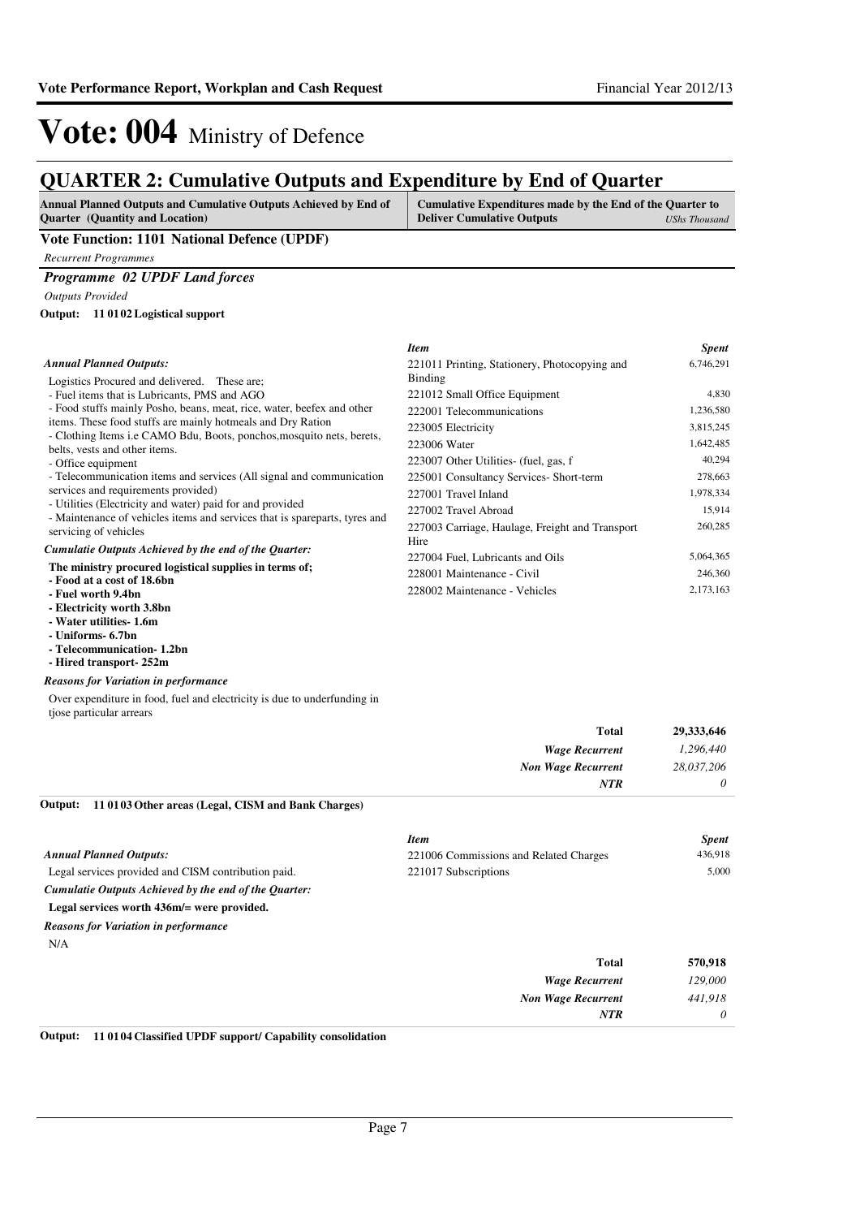# Vote: 004 Ministry of Defence

## QUARTER 2: Cumulative Outputs and Expenditure by End of Quarter

| Annual Planned Outputs and Cumulative Outputs Achieved by End of Quarter (Quantity and Location) | Cumulative Expenditures made by the End of the Quarter to Deliver Cumulative Outputs *UShs Thousand* |
|---|---|

### Vote Function: 1101 National Defence (UPDF)

*Recurrent Programmes*

#### *Programme 02 UPDF Land forces*

*Outputs Provided*

**Output: 11 01 02 Logistical support**

*Annual Planned Outputs:*

Logistics Procured and delivered. These are;
- Fuel items that is Lubricants, PMS and AGO
- Food stuffs mainly Posho, beans, meat, rice, water, beefex and other items. These food stuffs are mainly hotmeals and Dry Ration
- Clothing Items i.e CAMO Bdu, Boots, ponchos,mosquito nets, berets, belts, vests and other items.
- Office equipment
- Telecommunication items and services (All signal and communication services and requirements provided)
- Utilities (Electricity and water) paid for and provided
- Maintenance of vehicles items and services that is spareparts, tyres and servicing of vehicles

*Cumulatie Outputs Achieved by the end of the Quarter:*

**The ministry procured logistical supplies in terms of;**
**- Food at a cost of 18.6bn**
**- Fuel worth 9.4bn**
**- Electricity worth 3.8bn**
**- Water utilities- 1.6m**
**- Uniforms- 6.7bn**
**- Telecommunication- 1.2bn**
**- Hired transport- 252m**

*Reasons for Variation in performance*

Over expenditure in food, fuel and electricity is due to underfunding in tjose particular arrears

| *Item* | *Spent* |
|---|---|
| 221011 Printing, Stationery, Photocopying and Binding | 6,746,291 |
| 221012 Small Office Equipment | 4,830 |
| 222001 Telecommunications | 1,236,580 |
| 223005 Electricity | 3,815,245 |
| 223006 Water | 1,642,485 |
| 223007 Other Utilities- (fuel, gas, f | 40,294 |
| 225001 Consultancy Services- Short-term | 278,663 |
| 227001 Travel Inland | 1,978,334 |
| 227002 Travel Abroad | 15,914 |
| 227003 Carriage, Haulage, Freight and Transport Hire | 260,285 |
| 227004 Fuel, Lubricants and Oils | 5,064,365 |
| 228001 Maintenance - Civil | 246,360 |
| 228002 Maintenance - Vehicles | 2,173,163 |

| | |
|---|---|
| **Total** | **29,333,646** |
| *Wage Recurrent* | *1,296,440* |
| *Non Wage Recurrent* | *28,037,206* |
| *NTR* | *0* |

**Output: 11 01 03 Other areas (Legal, CISM and Bank Charges)**

*Annual Planned Outputs:*

Legal services provided and CISM contribution paid.

*Cumulative Outputs Achieved by the end of the Quarter:*

**Legal services worth 436m/= were provided.**

*Reasons for Variation in performance*

N/A

| *Item* | *Spent* |
|---|---|
| 221006 Commissions and Related Charges | 436,918 |
| 221017 Subscriptions | 5,000 |

| | |
|---|---|
| **Total** | **570,918** |
| *Wage Recurrent* | *129,000* |
| *Non Wage Recurrent* | *441,918* |
| *NTR* | *0* |

**Output: 11 01 04 Classified UPDF support/ Capability consolidation**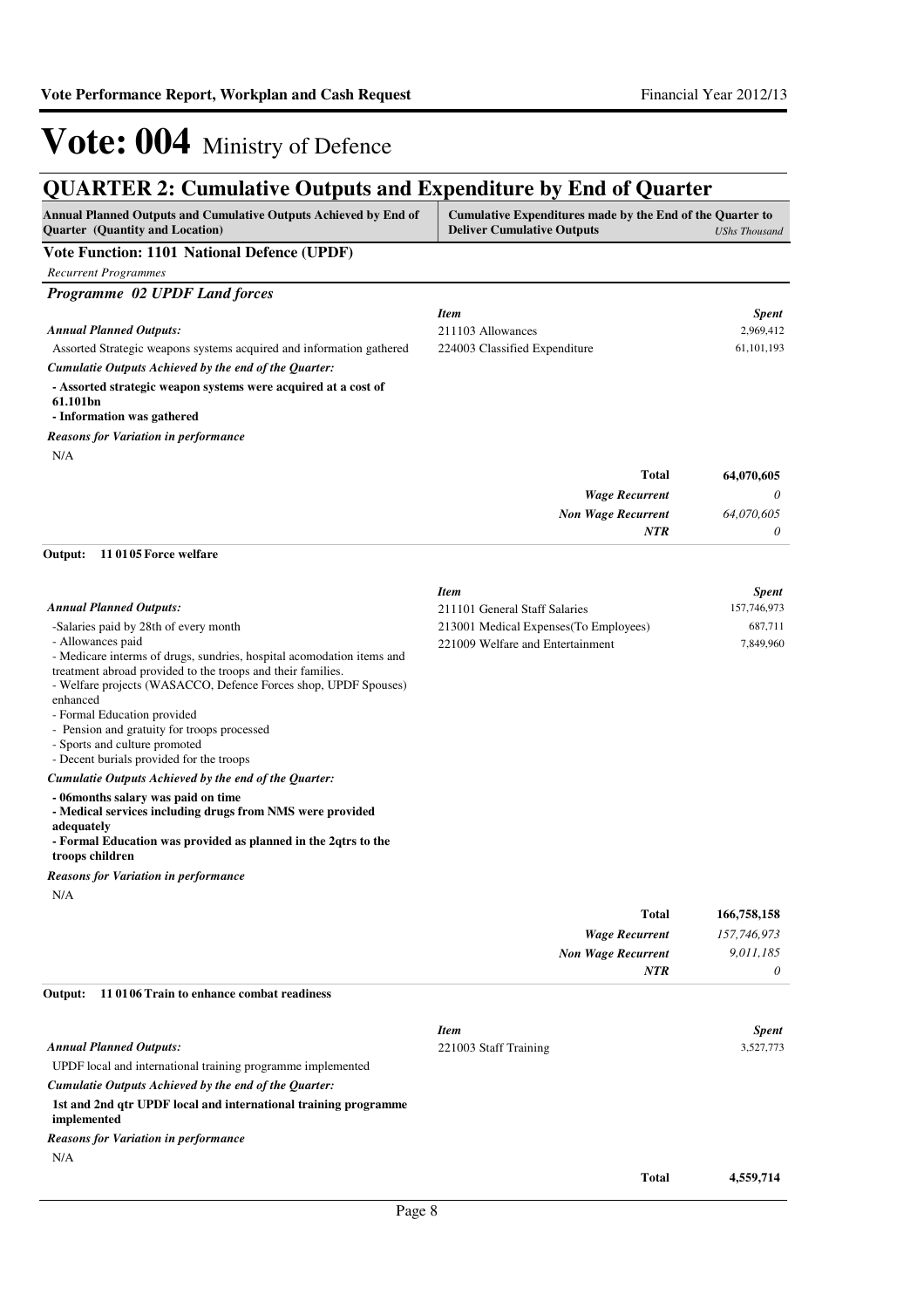# Vote: 004 Ministry of Defence

## QUARTER 2: Cumulative Outputs and Expenditure by End of Quarter

| Annual Planned Outputs and Cumulative Outputs Achieved by End of Quarter (Quantity and Location) | Cumulative Expenditures made by the End of the Quarter to Deliver Cumulative Outputs | *UShs Thousand* |
|---|---|---|

### Vote Function: 1101 National Defence (UPDF)

*Recurrent Programmes*

#### *Programme 02 UPDF Land forces*

*Annual Planned Outputs:*

Assorted Strategic weapons systems acquired and information gathered

*Cumulatie Outputs Achieved by the end of the Quarter:*

**- Assorted strategic weapon systems were acquired at a cost of 61.101bn**
**- Information was gathered**

*Reasons for Variation in performance*

N/A

| *Item* | *Spent* |
|---|---|
| 211103 Allowances | 2,969,412 |
| 224003 Classified Expenditure | 61,101,193 |
| **Total** | **64,070,605** |
| *Wage Recurrent* | *0* |
| *Non Wage Recurrent* | *64,070,605* |
| *NTR* | *0* |

**Output: 11 01 05 Force welfare**

*Annual Planned Outputs:*

-Salaries paid by 28th of every month
- Allowances paid
- Medicare interms of drugs, sundries, hospital acomodation items and treatment abroad provided to the troops and their families.
- Welfare projects (WASACCO, Defence Forces shop, UPDF Spouses) enhanced
- Formal Education provided
- Pension and gratuity for troops processed
- Sports and culture promoted
- Decent burials provided for the troops

*Cumulatie Outputs Achieved by the end of the Quarter:*

**- 06months salary was paid on time**
**- Medical services including drugs from NMS were provided adequately**
**- Formal Education was provided as planned in the 2qtrs to the troops children**

*Reasons for Variation in performance*

N/A

| *Item* | *Spent* |
|---|---|
| 211101 General Staff Salaries | 157,746,973 |
| 213001 Medical Expenses(To Employees) | 687,711 |
| 221009 Welfare and Entertainment | 7,849,960 |
| **Total** | **166,758,158** |
| *Wage Recurrent* | *157,746,973* |
| *Non Wage Recurrent* | *9,011,185* |
| *NTR* | *0* |

**Output: 11 01 06 Train to enhance combat readiness**

*Annual Planned Outputs:*

UPDF local and international training programme implemented

*Cumulatie Outputs Achieved by the end of the Quarter:*

**1st and 2nd qtr UPDF local and international training programme implemented**

*Reasons for Variation in performance*

N/A

| *Item* | *Spent* |
|---|---|
| 221003 Staff Training | 3,527,773 |
| **Total** | **4,559,714** |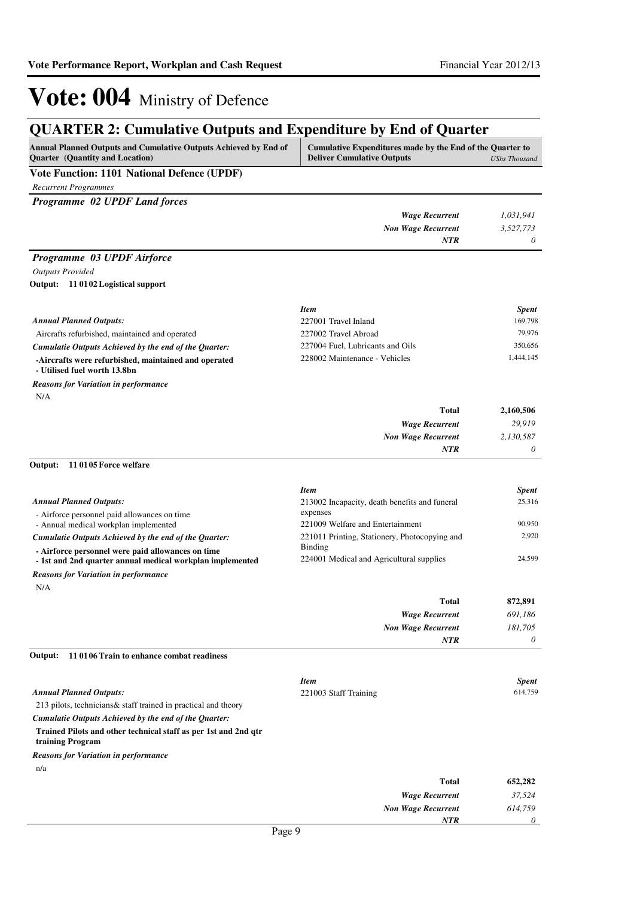# Vote: 004 Ministry of Defence

## QUARTER 2: Cumulative Outputs and Expenditure by End of Quarter

| Annual Planned Outputs and Cumulative Outputs Achieved by End of Quarter (Quantity and Location) | Cumulative Expenditures made by the End of the Quarter to Deliver Cumulative Outputs | *UShs Thousand* |
|---|---|---|

**Vote Function: 1101 National Defence (UPDF)**

*Recurrent Programmes*

***Programme 02 UPDF Land forces***

| | |
|---|---|
| *Wage Recurrent* | *1,031,941* |
| *Non Wage Recurrent* | *3,527,773* |
| *NTR* | *0* |

***Programme 03 UPDF Airforce***

*Outputs Provided*

**Output: 11 01 02 Logistical support**

*Annual Planned Outputs:*

Aircrafts refurbished, maintained and operated

*Cumulatie Outputs Achieved by the end of the Quarter:*

**-Aircrafts were refurbished, maintained and operated**
**- Utilised fuel worth 13.8bn**

*Reasons for Variation in performance*

N/A

| *Item* | *Spent* |
|---|---|
| 227001 Travel Inland | 169,798 |
| 227002 Travel Abroad | 79,976 |
| 227004 Fuel, Lubricants and Oils | 350,656 |
| 228002 Maintenance - Vehicles | 1,444,145 |
| **Total** | **2,160,506** |
| *Wage Recurrent* | *29,919* |
| *Non Wage Recurrent* | *2,130,587* |
| *NTR* | *0* |

**Output: 11 01 05 Force welfare**

*Annual Planned Outputs:*

- Airforce personnel paid allowances on time
- Annual medical workplan implemented

*Cumulatie Outputs Achieved by the end of the Quarter:*

**- Airforce personnel were paid allowances on time**
**- 1st and 2nd quarter annual medical workplan implemented**

*Reasons for Variation in performance*

N/A

| *Item* | *Spent* |
|---|---|
| 213002 Incapacity, death benefits and funeral expenses | 25,316 |
| 221009 Welfare and Entertainment | 90,950 |
| 221011 Printing, Stationery, Photocopying and Binding | 2,920 |
| 224001 Medical and Agricultural supplies | 24,599 |
| **Total** | **872,891** |
| *Wage Recurrent* | *691,186* |
| *Non Wage Recurrent* | *181,705* |
| *NTR* | *0* |

**Output: 11 01 06 Train to enhance combat readiness**

*Annual Planned Outputs:*

213 pilots, technicians& staff trained in practical and theory

*Cumulatie Outputs Achieved by the end of the Quarter:*

**Trained Pilots and other technical staff as per 1st and 2nd qtr training Program**

*Reasons for Variation in performance*

n/a

| *Item* | *Spent* |
|---|---|
| 221003 Staff Training | 614,759 |
| **Total** | **652,282** |
| *Wage Recurrent* | *37,524* |
| *Non Wage Recurrent* | *614,759* |
| *NTR* | *0* |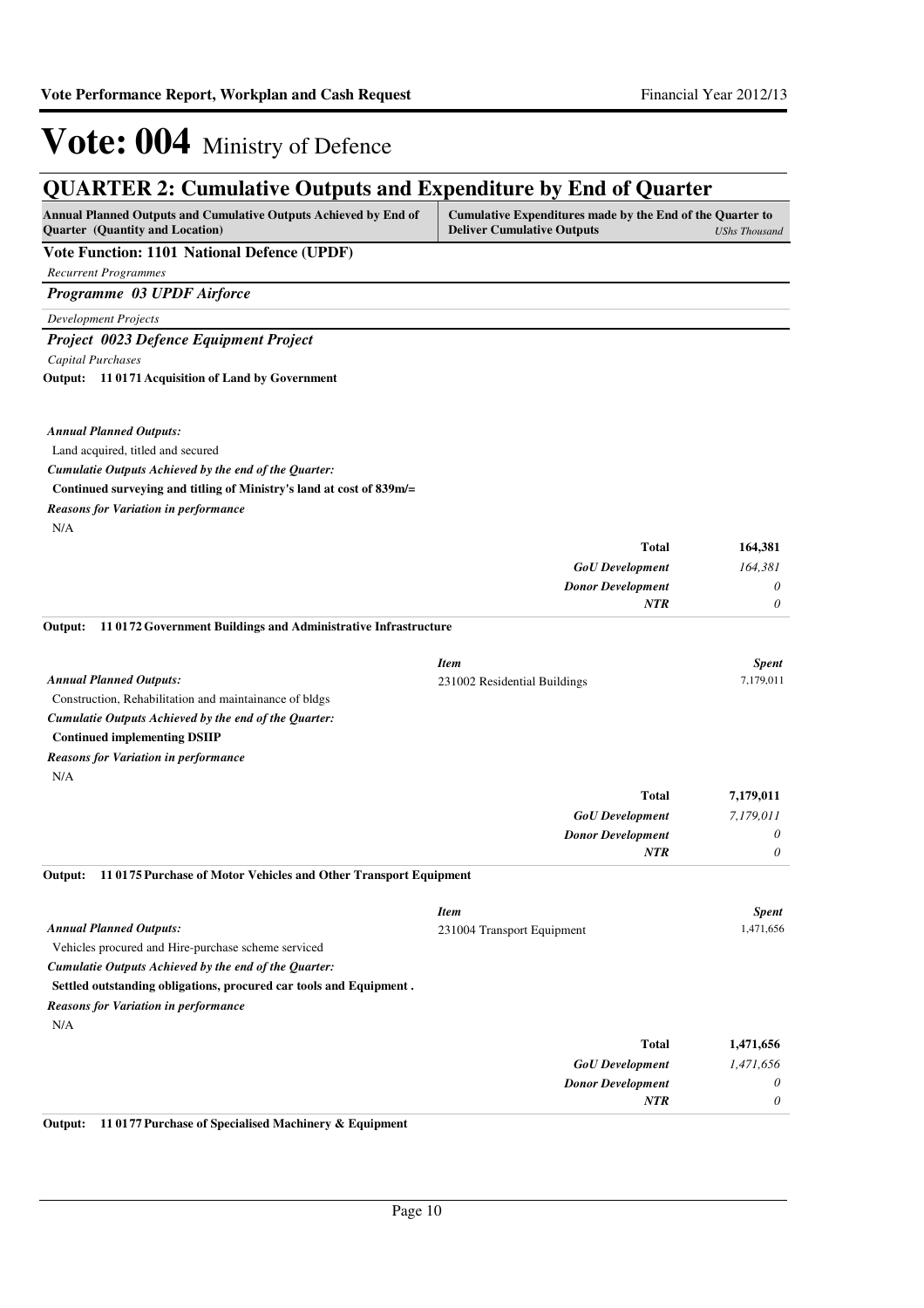# Vote: 004 Ministry of Defence

## QUARTER 2: Cumulative Outputs and Expenditure by End of Quarter

| Annual Planned Outputs and Cumulative Outputs Achieved by End of Quarter (Quantity and Location) | Cumulative Expenditures made by the End of the Quarter to Deliver Cumulative Outputs | *UShs Thousand* |
|---|---|---|

**Vote Function: 1101 National Defence (UPDF)**

*Recurrent Programmes*

***Programme 03 UPDF Airforce***

*Development Projects*

***Project 0023 Defence Equipment Project***

*Capital Purchases*

**Output: 11 0171 Acquisition of Land by Government**

***Annual Planned Outputs:***

Land acquired, titled and secured

***Cumulatie Outputs Achieved by the end of the Quarter:***

**Continued surveying and titling of Ministry's land at cost of 839m/=**

***Reasons for Variation in performance***

N/A

| | |
|---|---|
| **Total** | **164,381** |
| ***GoU Development*** | *164,381* |
| ***Donor Development*** | *0* |
| ***NTR*** | *0* |

**Output: 11 0172 Government Buildings and Administrative Infrastructure**

***Annual Planned Outputs:***

Construction, Rehabilitation and maintainance of bldgs

***Cumulatie Outputs Achieved by the end of the Quarter:***

**Continued implementing DSIIP**

***Reasons for Variation in performance***

N/A

| *Item* | *Spent* |
|---|---|
| 231002 Residential Buildings | 7,179,011 |
| **Total** | **7,179,011** |
| ***GoU Development*** | *7,179,011* |
| ***Donor Development*** | *0* |
| ***NTR*** | *0* |

**Output: 11 0175 Purchase of Motor Vehicles and Other Transport Equipment**

***Annual Planned Outputs:***

Vehicles procured and Hire-purchase scheme serviced

***Cumulatie Outputs Achieved by the end of the Quarter:***

**Settled outstanding obligations, procured car tools and Equipment .**

***Reasons for Variation in performance***

N/A

| *Item* | *Spent* |
|---|---|
| 231004 Transport Equipment | 1,471,656 |
| **Total** | **1,471,656** |
| ***GoU Development*** | *1,471,656* |
| ***Donor Development*** | *0* |
| ***NTR*** | *0* |

**Output: 11 0177 Purchase of Specialised Machinery & Equipment**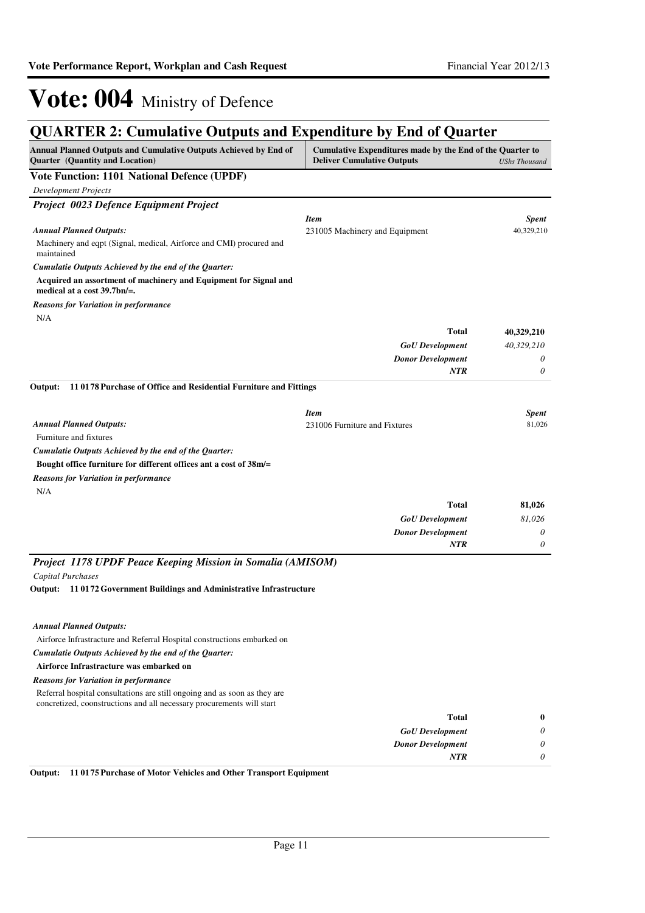# Vote: 004 Ministry of Defence

## QUARTER 2: Cumulative Outputs and Expenditure by End of Quarter

| Annual Planned Outputs and Cumulative Outputs Achieved by End of Quarter (Quantity and Location) | Cumulative Expenditures made by the End of the Quarter to Deliver Cumulative Outputs | UShs Thousand |
|---|---|---|

### Vote Function: 1101 National Defence (UPDF)

*Development Projects*

#### *Project 0023 Defence Equipment Project*

*Annual Planned Outputs:*

Machinery and eqpt (Signal, medical, Airforce and CMI) procured and maintained

*Cumulatie Outputs Achieved by the end of the Quarter:*

**Acquired an assortment of machinery and Equipment for Signal and medical at a cost 39.7bn/=.**

*Reasons for Variation in performance*

N/A

| *Item* | *Spent* |
|---|---|
| 231005 Machinery and Equipment | 40,329,210 |
| **Total** | **40,329,210** |
| *GoU Development* | *40,329,210* |
| *Donor Development* | *0* |
| *NTR* | *0* |

**Output: 11 0178 Purchase of Office and Residential Furniture and Fittings**

*Annual Planned Outputs:*

Furniture and fixtures

*Cumulatie Outputs Achieved by the end of the Quarter:*

**Bought office furniture for different offices ant a cost of 38m/=**

*Reasons for Variation in performance*

N/A

| *Item* | *Spent* |
|---|---|
| 231006 Furniture and Fixtures | 81,026 |
| **Total** | **81,026** |
| *GoU Development* | *81,026* |
| *Donor Development* | *0* |
| *NTR* | *0* |

#### *Project 1178 UPDF Peace Keeping Mission in Somalia (AMISOM)*

*Capital Purchases*

**Output: 11 0172 Government Buildings and Administrative Infrastructure**

*Annual Planned Outputs:*

Airforce Infrastracture and Referral Hospital constructions embarked on

*Cumulatie Outputs Achieved by the end of the Quarter:*

**Airforce Infrastracture was embarked on**

*Reasons for Variation in performance*

Referral hospital consultations are still ongoing and as soon as they are concretized, coonstructions and all necessary procurements will start

| | |
|---|---|
| **Total** | **0** |
| *GoU Development* | *0* |
| *Donor Development* | *0* |
| *NTR* | *0* |

**Output: 11 0175 Purchase of Motor Vehicles and Other Transport Equipment**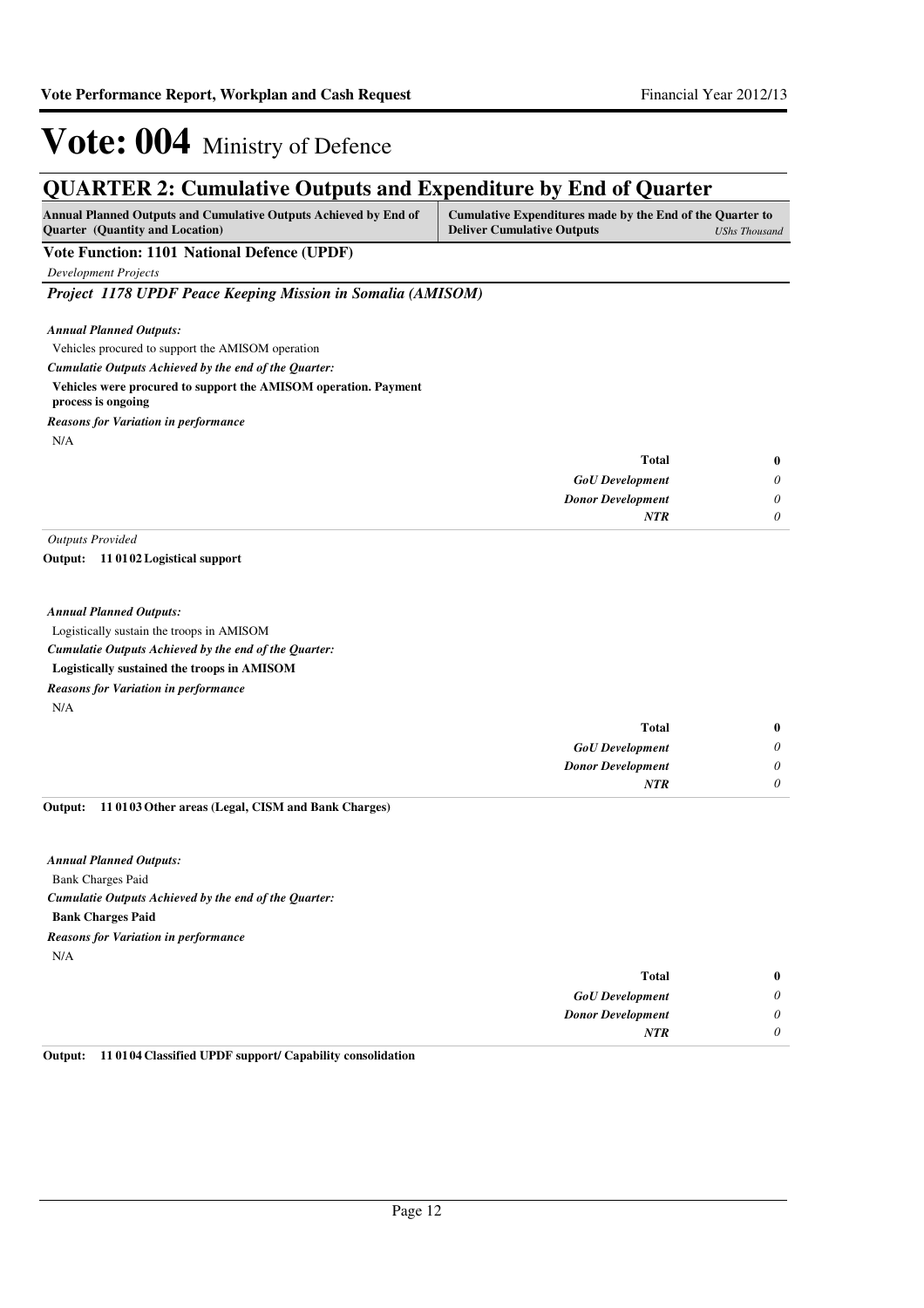# Vote: 004 Ministry of Defence

## QUARTER 2: Cumulative Outputs and Expenditure by End of Quarter

| Annual Planned Outputs and Cumulative Outputs Achieved by End of Quarter (Quantity and Location) | Cumulative Expenditures made by the End of the Quarter to Deliver Cumulative Outputs *UShs Thousand* |
|---|---|

**Vote Function: 1101 National Defence (UPDF)**

*Development Projects*

***Project 1178 UPDF Peace Keeping Mission in Somalia (AMISOM)***

***Annual Planned Outputs:***

Vehicles procured to support the AMISOM operation

***Cumulatie Outputs Achieved by the end of the Quarter:***

**Vehicles were procured to support the AMISOM operation. Payment process is ongoing**

***Reasons for Variation in performance***

N/A

| | |
|---|---|
| **Total** | **0** |
| *GoU Development* | *0* |
| *Donor Development* | *0* |
| ***NTR*** | *0* |

*Outputs Provided*

**Output: 11 01 02 Logistical support**

***Annual Planned Outputs:***

Logistically sustain the troops in AMISOM

***Cumulatie Outputs Achieved by the end of the Quarter:***

**Logistically sustained the troops in AMISOM**

***Reasons for Variation in performance***

N/A

| | |
|---|---|
| **Total** | **0** |
| *GoU Development* | *0* |
| *Donor Development* | *0* |
| ***NTR*** | *0* |

**Output: 11 01 03 Other areas (Legal, CISM and Bank Charges)**

***Annual Planned Outputs:***

Bank Charges Paid

***Cumulatie Outputs Achieved by the end of the Quarter:***

**Bank Charges Paid**

***Reasons for Variation in performance***

N/A

| | |
|---|---|
| **Total** | **0** |
| *GoU Development* | *0* |
| *Donor Development* | *0* |
| ***NTR*** | *0* |

**Output: 11 01 04 Classified UPDF support/ Capability consolidation**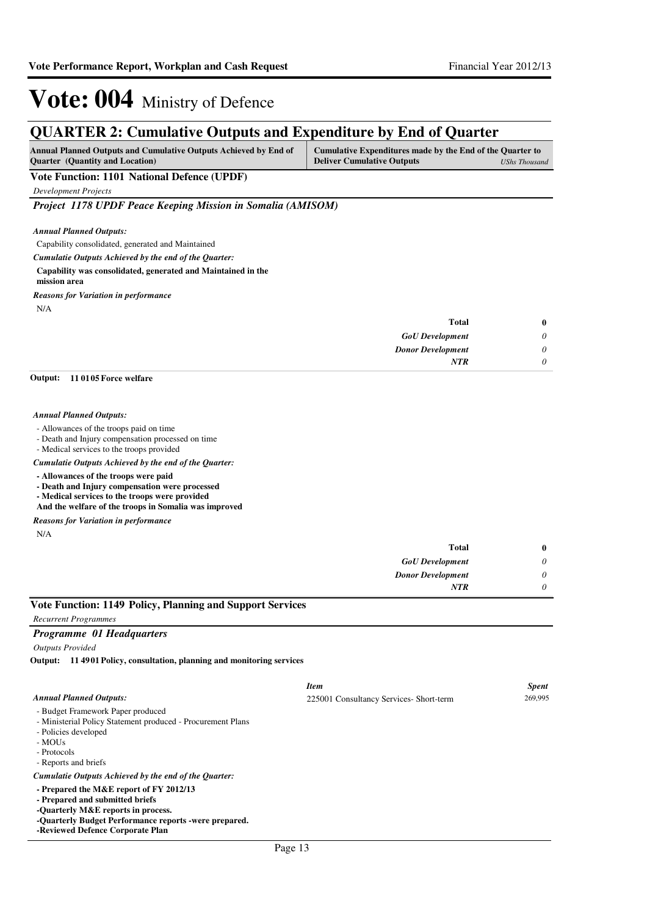# Vote: 004 Ministry of Defence

## QUARTER 2: Cumulative Outputs and Expenditure by End of Quarter

| Annual Planned Outputs and Cumulative Outputs Achieved by End of Quarter (Quantity and Location) | Cumulative Expenditures made by the End of the Quarter to Deliver Cumulative Outputs *UShs Thousand* |
|---|---|

### Vote Function: 1101 National Defence (UPDF)

*Development Projects*

#### *Project 1178 UPDF Peace Keeping Mission in Somalia (AMISOM)*

*Annual Planned Outputs:*

Capability consolidated, generated and Maintained

*Cumulatie Outputs Achieved by the end of the Quarter:*

**Capability was consolidated, generated and Maintained in the mission area**

*Reasons for Variation in performance*

N/A

| | |
|---|---|
| **Total** | **0** |
| *GoU Development* | *0* |
| *Donor Development* | *0* |
| *NTR* | *0* |

**Output: 11 01 05 Force welfare**

*Annual Planned Outputs:*

- Allowances of the troops paid on time
- Death and Injury compensation processed on time
- Medical services to the troops provided

*Cumulatie Outputs Achieved by the end of the Quarter:*

**- Allowances of the troops were paid**
**- Death and Injury compensation were processed**
**- Medical services to the troops were provided**
**And the welfare of the troops in Somalia was improved**

*Reasons for Variation in performance*

N/A

| | |
|---|---|
| **Total** | **0** |
| *GoU Development* | *0* |
| *Donor Development* | *0* |
| *NTR* | *0* |

### Vote Function: 1149 Policy, Planning and Support Services

*Recurrent Programmes*

#### *Programme 01 Headquarters*

*Outputs Provided*

**Output: 11 49 01 Policy, consultation, planning and monitoring services**

| *Item* | *Spent* |
|---|---|
| 225001 Consultancy Services- Short-term | 269,995 |

*Annual Planned Outputs:*

- Budget Framework Paper produced
- Ministerial Policy Statement produced - Procurement Plans
- Policies developed
- MOUs
- Protocols
- Reports and briefs

*Cumulatie Outputs Achieved by the end of the Quarter:*

**- Prepared the M&E report of FY 2012/13**
**- Prepared and submitted briefs**
**-Quarterly M&E reports in process.**
**-Quarterly Budget Performance reports -were prepared.**
**-Reviewed Defence Corporate Plan**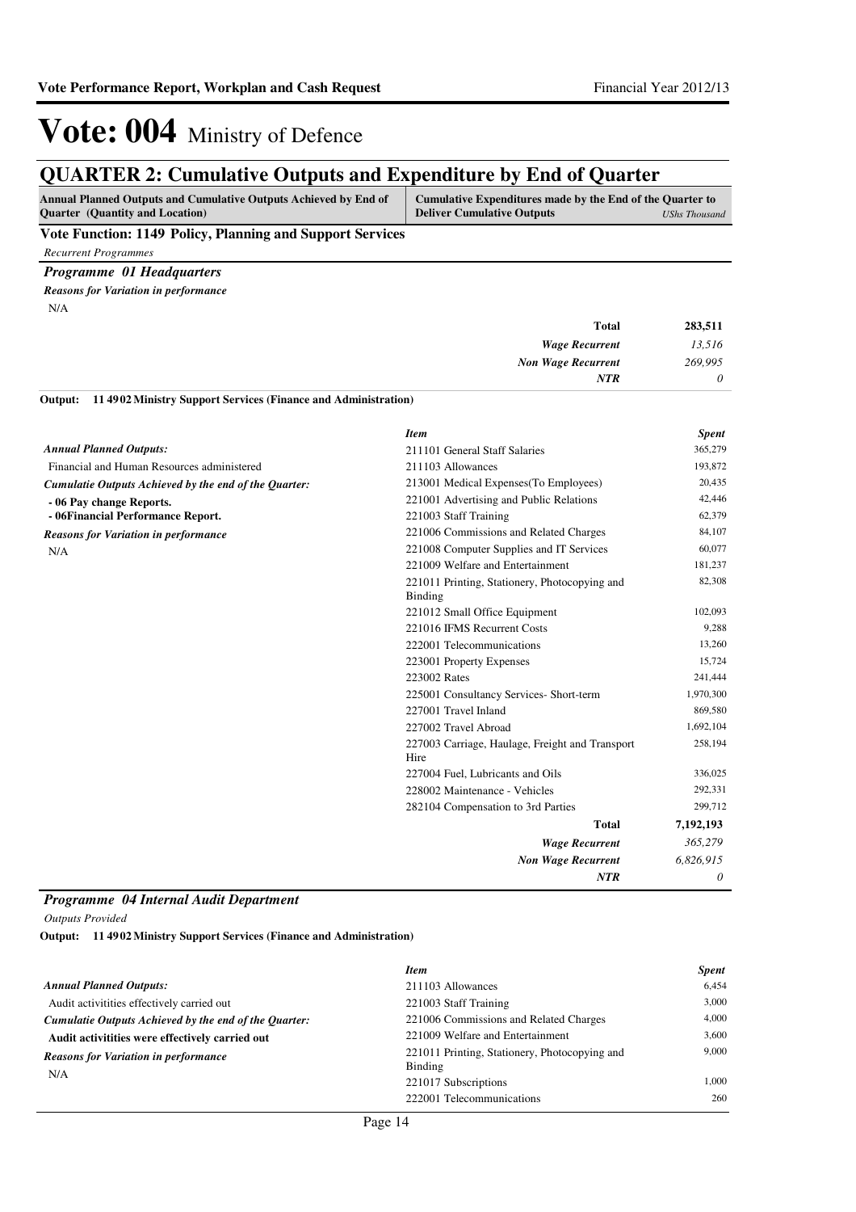# Vote: 004 Ministry of Defence

## QUARTER 2: Cumulative Outputs and Expenditure by End of Quarter

| Annual Planned Outputs and Cumulative Outputs Achieved by End of Quarter (Quantity and Location) | Cumulative Expenditures made by the End of the Quarter to Deliver Cumulative Outputs | UShs Thousand |
|---|---|---|

### Vote Function: 1149 Policy, Planning and Support Services

*Recurrent Programmes*

#### *Programme 01 Headquarters*

***Reasons for Variation in performance***

N/A

| | | |
|---|---|---|
| | **Total** | **283,511** |
| | ***Wage Recurrent*** | *13,516* |
| | ***Non Wage Recurrent*** | *269,995* |
| | ***NTR*** | *0* |

**Output: 11 4902 Ministry Support Services (Finance and Administration)**

| | *Item* | *Spent* |
|---|---|---|
| ***Annual Planned Outputs:*** | 211101 General Staff Salaries | 365,279 |
| Financial and Human Resources administered | 211103 Allowances | 193,872 |
| ***Cumulatie Outputs Achieved by the end of the Quarter:*** | 213001 Medical Expenses(To Employees) | 20,435 |
| **- 06 Pay change Reports.** | 221001 Advertising and Public Relations | 42,446 |
| **- 06Financial Performance Report.** | 221003 Staff Training | 62,379 |
| ***Reasons for Variation in performance*** | 221006 Commissions and Related Charges | 84,107 |
| N/A | 221008 Computer Supplies and IT Services | 60,077 |
| | 221009 Welfare and Entertainment | 181,237 |
| | 221011 Printing, Stationery, Photocopying and Binding | 82,308 |
| | 221012 Small Office Equipment | 102,093 |
| | 221016 IFMS Recurrent Costs | 9,288 |
| | 222001 Telecommunications | 13,260 |
| | 223001 Property Expenses | 15,724 |
| | 223002 Rates | 241,444 |
| | 225001 Consultancy Services- Short-term | 1,970,300 |
| | 227001 Travel Inland | 869,580 |
| | 227002 Travel Abroad | 1,692,104 |
| | 227003 Carriage, Haulage, Freight and Transport Hire | 258,194 |
| | 227004 Fuel, Lubricants and Oils | 336,025 |
| | 228002 Maintenance - Vehicles | 292,331 |
| | 282104 Compensation to 3rd Parties | 299,712 |
| | **Total** | **7,192,193** |
| | ***Wage Recurrent*** | *365,279* |
| | ***Non Wage Recurrent*** | *6,826,915* |
| | ***NTR*** | *0* |

#### *Programme 04 Internal Audit Department*

*Outputs Provided*

**Output: 11 4902 Ministry Support Services (Finance and Administration)**

| | *Item* | *Spent* |
|---|---|---|
| ***Annual Planned Outputs:*** | 211103 Allowances | 6,454 |
| Audit activitities effectively carried out | 221003 Staff Training | 3,000 |
| ***Cumulatie Outputs Achieved by the end of the Quarter:*** | 221006 Commissions and Related Charges | 4,000 |
| **Audit activitities were effectively carried out** | 221009 Welfare and Entertainment | 3,600 |
| ***Reasons for Variation in performance*** | 221011 Printing, Stationery, Photocopying and Binding | 9,000 |
| N/A | 221017 Subscriptions | 1,000 |
| | 222001 Telecommunications | 260 |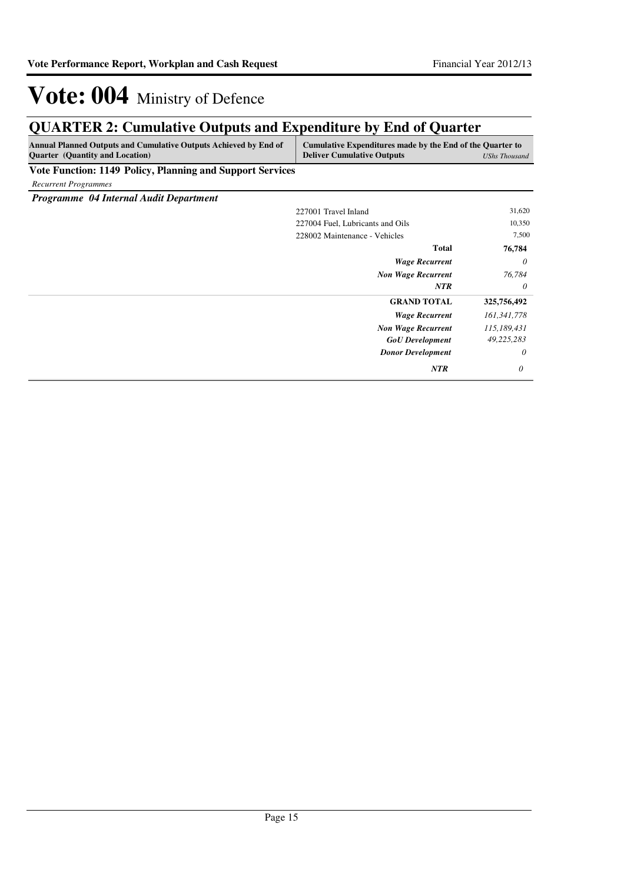# Vote: 004 Ministry of Defence

## QUARTER 2: Cumulative Outputs and Expenditure by End of Quarter

| Annual Planned Outputs and Cumulative Outputs Achieved by End of Quarter (Quantity and Location) | Cumulative Expenditures made by the End of the Quarter to Deliver Cumulative Outputs | *UShs Thousand* |
|---|---|---|

**Vote Function: 1149 Policy, Planning and Support Services**

*Recurrent Programmes*

***Programme 04 Internal Audit Department***

| | | |
|---|---|---|
| | 227001 Travel Inland | 31,620 |
| | 227004 Fuel, Lubricants and Oils | 10,350 |
| | 228002 Maintenance - Vehicles | 7,500 |
| | **Total** | **76,784** |
| | ***Wage Recurrent*** | *0* |
| | ***Non Wage Recurrent*** | *76,784* |
| | ***NTR*** | *0* |
| | **GRAND TOTAL** | **325,756,492** |
| | ***Wage Recurrent*** | *161,341,778* |
| | ***Non Wage Recurrent*** | *115,189,431* |
| | ***GoU Development*** | *49,225,283* |
| | ***Donor Development*** | *0* |
| | ***NTR*** | *0* |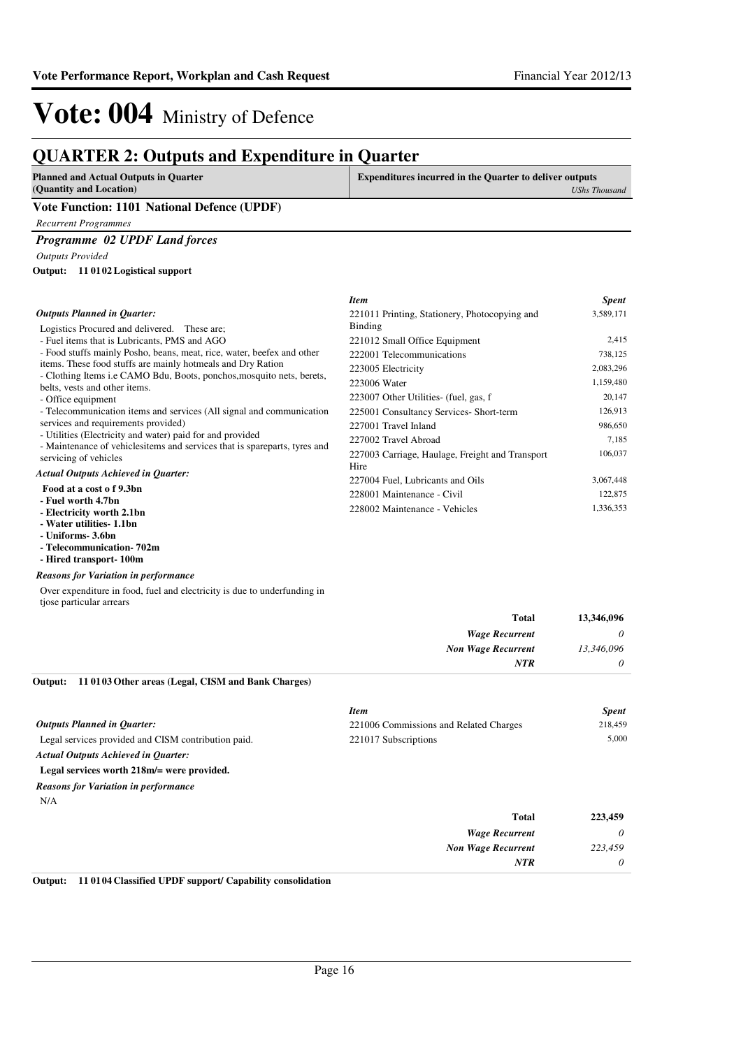# Vote: 004 Ministry of Defence

## QUARTER 2: Outputs and Expenditure in Quarter

| Planned and Actual Outputs in Quarter (Quantity and Location) | Expenditures incurred in the Quarter to deliver outputs *UShs Thousand* |
|---|---|

### Vote Function: 1101 National Defence (UPDF)

*Recurrent Programmes*

#### *Programme 02 UPDF Land forces*

*Outputs Provided*

**Output: 11 01 02 Logistical support**

*Outputs Planned in Quarter:*

Logistics Procured and delivered. These are;
- Fuel items that is Lubricants, PMS and AGO
- Food stuffs mainly Posho, beans, meat, rice, water, beefex and other items. These food stuffs are mainly hotmeals and Dry Ration
- Clothing Items i.e CAMO Bdu, Boots, ponchos,mosquito nets, berets, belts, vests and other items.
- Office equipment
- Telecommunication items and services (All signal and communication services and requirements provided)
- Utilities (Electricity and water) paid for and provided
- Maintenance of vehiclesitems and services that is spareparts, tyres and servicing of vehicles

*Actual Outputs Achieved in Quarter:*

**Food at a cost o f 9.3bn**
**- Fuel worth 4.7bn**
**- Electricity worth 2.1bn**
**- Water utilities- 1.1bn**
**- Uniforms- 3.6bn**
**- Telecommunication- 702m**
**- Hired transport- 100m**

*Reasons for Variation in performance*

Over expenditure in food, fuel and electricity is due to underfunding in tjose particular arrears

| *Item* | *Spent* |
|---|---|
| 221011 Printing, Stationery, Photocopying and Binding | 3,589,171 |
| 221012 Small Office Equipment | 2,415 |
| 222001 Telecommunications | 738,125 |
| 223005 Electricity | 2,083,296 |
| 223006 Water | 1,159,480 |
| 223007 Other Utilities- (fuel, gas, f | 20,147 |
| 225001 Consultancy Services- Short-term | 126,913 |
| 227001 Travel Inland | 986,650 |
| 227002 Travel Abroad | 7,185 |
| 227003 Carriage, Haulage, Freight and Transport Hire | 106,037 |
| 227004 Fuel, Lubricants and Oils | 3,067,448 |
| 228001 Maintenance - Civil | 122,875 |
| 228002 Maintenance - Vehicles | 1,336,353 |

| | |
|---|---|
| **Total** | **13,346,096** |
| ***Wage Recurrent*** | *0* |
| ***Non Wage Recurrent*** | *13,346,096* |
| ***NTR*** | *0* |

**Output: 11 01 03 Other areas (Legal, CISM and Bank Charges)**

*Outputs Planned in Quarter:*

Legal services provided and CISM contribution paid.

*Actual Outputs Achieved in Quarter:*

**Legal services worth 218m/= were provided.**

*Reasons for Variation in performance*

N/A

| *Item* | *Spent* |
|---|---|
| 221006 Commissions and Related Charges | 218,459 |
| 221017 Subscriptions | 5,000 |

| | |
|---|---|
| **Total** | **223,459** |
| ***Wage Recurrent*** | *0* |
| ***Non Wage Recurrent*** | *223,459* |
| ***NTR*** | *0* |

**Output: 11 01 04 Classified UPDF support/ Capability consolidation**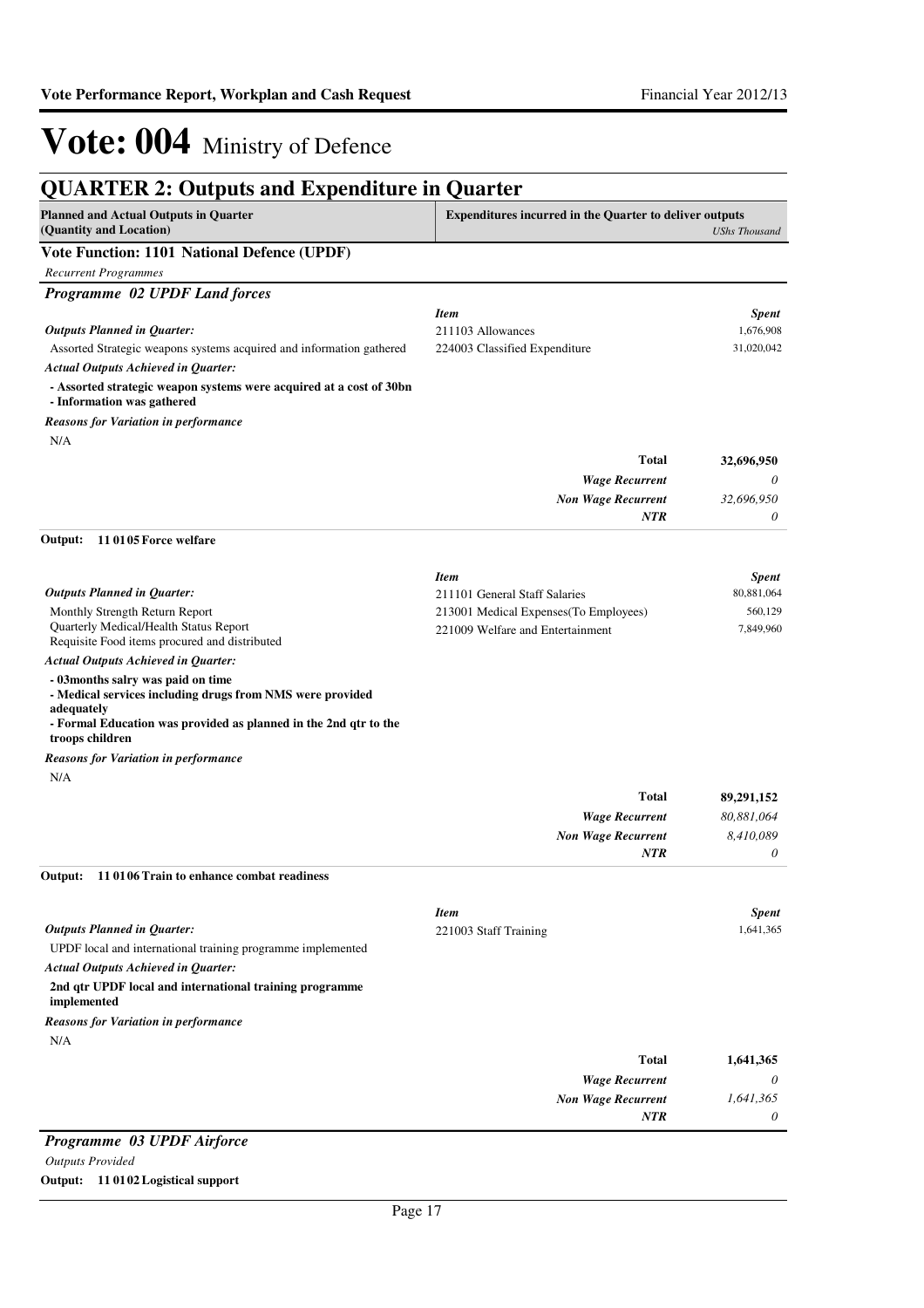# Vote: 004 Ministry of Defence

## QUARTER 2: Outputs and Expenditure in Quarter

| Planned and Actual Outputs in Quarter (Quantity and Location) | Expenditures incurred in the Quarter to deliver outputs | *UShs Thousand* |
|---|---|---|

### Vote Function: 1101 National Defence (UPDF)

*Recurrent Programmes*

### *Programme 02 UPDF Land forces*

***Outputs Planned in Quarter:***

Assorted Strategic weapons systems acquired and information gathered

***Actual Outputs Achieved in Quarter:***

**- Assorted strategic weapon systems were acquired at a cost of 30bn**
**- Information was gathered**

***Reasons for Variation in performance***

N/A

| *Item* | *Spent* |
|---|---|
| 211103 Allowances | 1,676,908 |
| 224003 Classified Expenditure | 31,020,042 |
| **Total** | **32,696,950** |
| ***Wage Recurrent*** | *0* |
| ***Non Wage Recurrent*** | *32,696,950* |
| ***NTR*** | *0* |

**Output: 11 01 05 Force welfare**

***Outputs Planned in Quarter:***

Monthly Strength Return Report
Quarterly Medical/Health Status Report
Requisite Food items procured and distributed

***Actual Outputs Achieved in Quarter:***

**- 03months salry was paid on time**
**- Medical services including drugs from NMS were provided adequately**
**- Formal Education was provided as planned in the 2nd qtr to the troops children**

***Reasons for Variation in performance***

N/A

| *Item* | *Spent* |
|---|---|
| 211101 General Staff Salaries | 80,881,064 |
| 213001 Medical Expenses(To Employees) | 560,129 |
| 221009 Welfare and Entertainment | 7,849,960 |
| **Total** | **89,291,152** |
| ***Wage Recurrent*** | *80,881,064* |
| ***Non Wage Recurrent*** | *8,410,089* |
| ***NTR*** | *0* |

**Output: 11 01 06 Train to enhance combat readiness**

***Outputs Planned in Quarter:***

UPDF local and international training programme implemented

***Actual Outputs Achieved in Quarter:***

**2nd qtr UPDF local and international training programme implemented**

***Reasons for Variation in performance***

N/A

| *Item* | *Spent* |
|---|---|
| 221003 Staff Training | 1,641,365 |
| **Total** | **1,641,365** |
| ***Wage Recurrent*** | *0* |
| ***Non Wage Recurrent*** | *1,641,365* |
| ***NTR*** | *0* |

### *Programme 03 UPDF Airforce*

*Outputs Provided*

**Output: 11 01 02 Logistical support**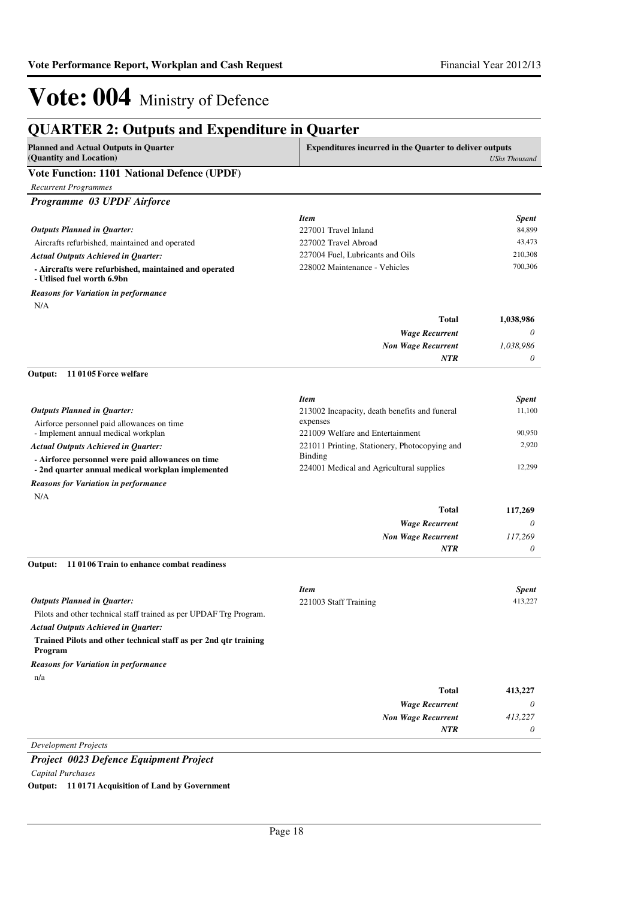# Vote: 004 Ministry of Defence

## QUARTER 2: Outputs and Expenditure in Quarter

| Planned and Actual Outputs in Quarter (Quantity and Location) | Expenditures incurred in the Quarter to deliver outputs | *UShs Thousand* |
|---|---|---|

### Vote Function: 1101 National Defence (UPDF)

*Recurrent Programmes*

#### *Programme 03 UPDF Airforce*

*Outputs Planned in Quarter:*

Aircrafts refurbished, maintained and operated

*Actual Outputs Achieved in Quarter:*

**- Aircrafts were refurbished, maintained and operated**
**- Utlised fuel worth 6.9bn**

*Reasons for Variation in performance*

N/A

| *Item* | *Spent* |
|---|---|
| 227001 Travel Inland | 84,899 |
| 227002 Travel Abroad | 43,473 |
| 227004 Fuel, Lubricants and Oils | 210,308 |
| 228002 Maintenance - Vehicles | 700,306 |
| **Total** | **1,038,986** |
| ***Wage Recurrent*** | *0* |
| ***Non Wage Recurrent*** | *1,038,986* |
| ***NTR*** | *0* |

**Output: 11 0105 Force welfare**

*Outputs Planned in Quarter:*

Airforce personnel paid allowances on time
- Implement annual medical workplan

*Actual Outputs Achieved in Quarter:*

**- Airforce personnel were paid allowances on time**
**- 2nd quarter annual medical workplan implemented**

*Reasons for Variation in performance*

N/A

| *Item* | *Spent* |
|---|---|
| 213002 Incapacity, death benefits and funeral expenses | 11,100 |
| 221009 Welfare and Entertainment | 90,950 |
| 221011 Printing, Stationery, Photocopying and Binding | 2,920 |
| 224001 Medical and Agricultural supplies | 12,299 |
| **Total** | **117,269** |
| ***Wage Recurrent*** | *0* |
| ***Non Wage Recurrent*** | *117,269* |
| ***NTR*** | *0* |

**Output: 11 0106 Train to enhance combat readiness**

*Outputs Planned in Quarter:*

Pilots and other technical staff trained as per UPDAF Trg Program.

*Actual Outputs Achieved in Quarter:*

**Trained Pilots and other technical staff as per 2nd qtr training Program**

*Reasons for Variation in performance*

n/a

| *Item* | *Spent* |
|---|---|
| 221003 Staff Training | 413,227 |
| **Total** | **413,227** |
| ***Wage Recurrent*** | *0* |
| ***Non Wage Recurrent*** | *413,227* |
| ***NTR*** | *0* |

*Development Projects*

#### *Project 0023 Defence Equipment Project*

*Capital Purchases*

**Output: 11 0171 Acquisition of Land by Government**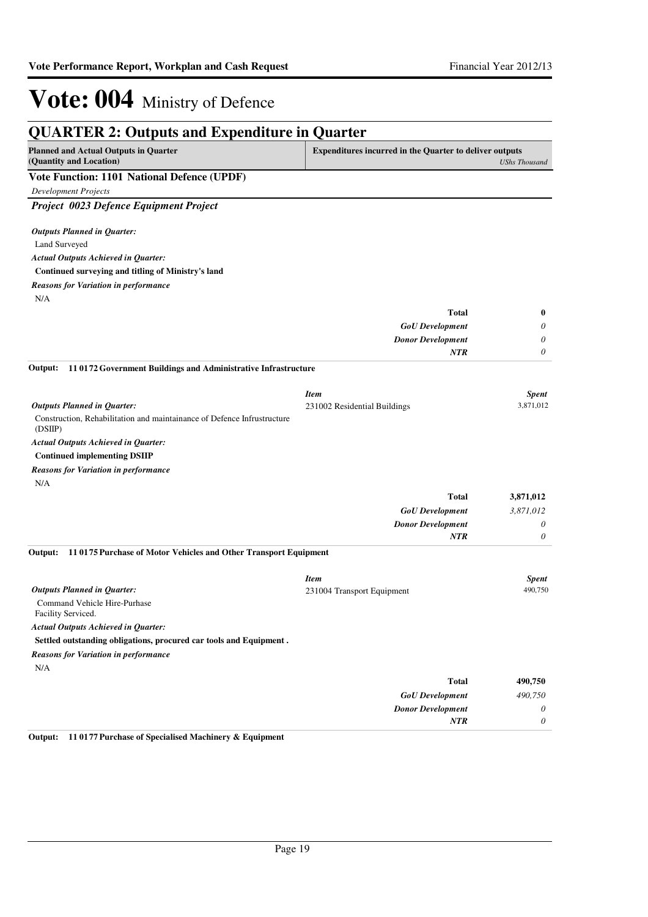# Vote: 004 Ministry of Defence

## QUARTER 2: Outputs and Expenditure in Quarter

| Planned and Actual Outputs in Quarter (Quantity and Location) | Expenditures incurred in the Quarter to deliver outputs *UShs Thousand* |
|---|---|

### Vote Function: 1101 National Defence (UPDF)

*Development Projects*

#### *Project 0023 Defence Equipment Project*

*Outputs Planned in Quarter:*

Land Surveyed

*Actual Outputs Achieved in Quarter:*

**Continued surveying and titling of Ministry's land**

*Reasons for Variation in performance*

N/A

| | |
|---|---|
| **Total** | **0** |
| *GoU Development* | *0* |
| *Donor Development* | *0* |
| ***NTR*** | *0* |

**Output: 11 0172 Government Buildings and Administrative Infrastructure**

| *Item* | *Spent* |
|---|---|
| 231002 Residential Buildings | 3,871,012 |

*Outputs Planned in Quarter:*

Construction, Rehabilitation and maintainance of Defence Infrustructure (DSIIP)

*Actual Outputs Achieved in Quarter:*

**Continued implementing DSIIP**

*Reasons for Variation in performance*

N/A

| | |
|---|---|
| **Total** | **3,871,012** |
| *GoU Development* | *3,871,012* |
| *Donor Development* | *0* |
| ***NTR*** | *0* |

**Output: 11 0175 Purchase of Motor Vehicles and Other Transport Equipment**

| *Item* | *Spent* |
|---|---|
| 231004 Transport Equipment | 490,750 |

*Outputs Planned in Quarter:*

Command Vehicle Hire-Purhase
Facility Serviced.

*Actual Outputs Achieved in Quarter:*

**Settled outstanding obligations, procured car tools and Equipment .**

*Reasons for Variation in performance*

N/A

| | |
|---|---|
| **Total** | **490,750** |
| *GoU Development* | *490,750* |
| *Donor Development* | *0* |
| ***NTR*** | *0* |

**Output: 11 0177 Purchase of Specialised Machinery & Equipment**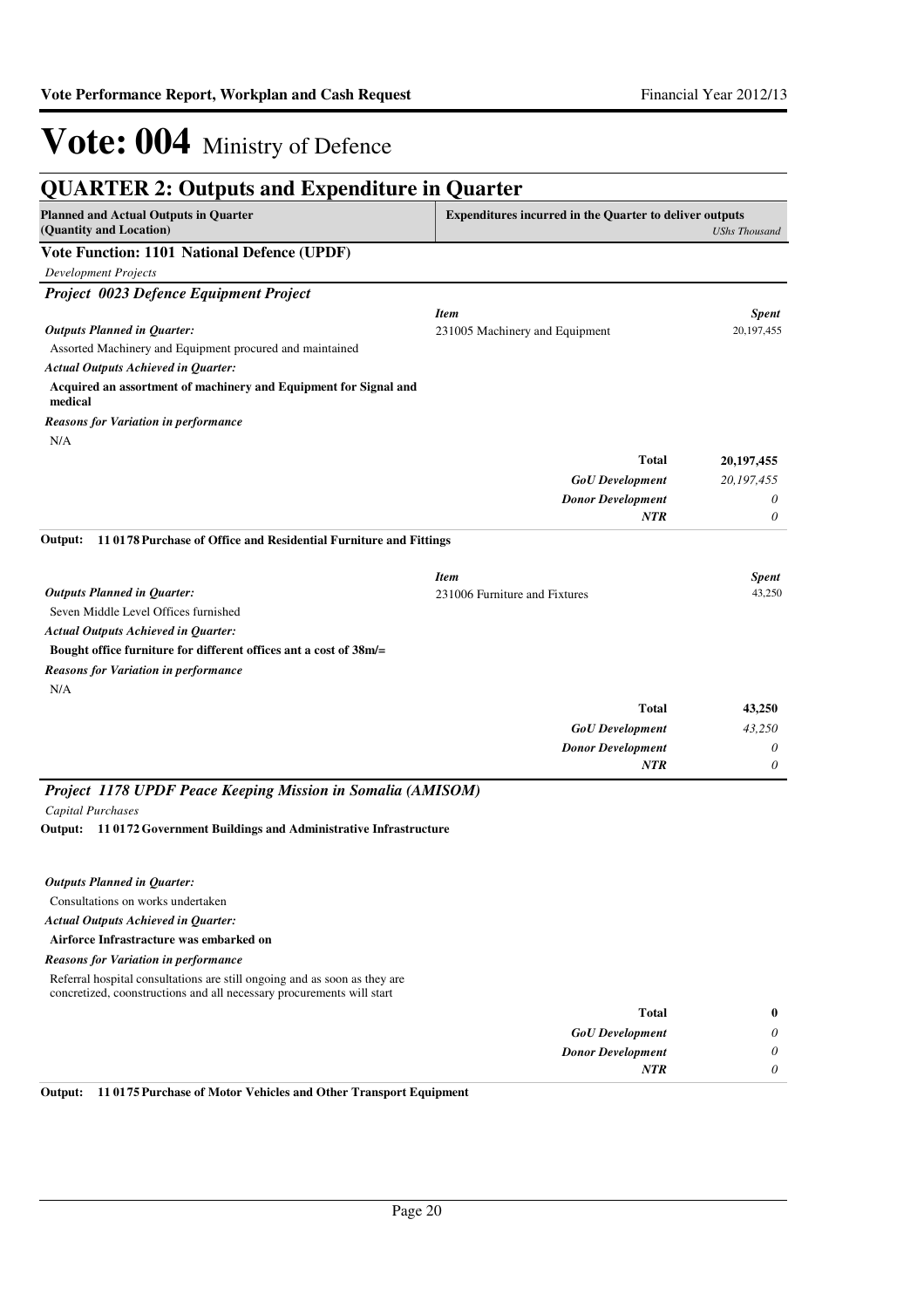# Vote: 004 Ministry of Defence

## QUARTER 2: Outputs and Expenditure in Quarter

| Planned and Actual Outputs in Quarter (Quantity and Location) | Expenditures incurred in the Quarter to deliver outputs | *UShs Thousand* |
|---|---|---|

### Vote Function: 1101 National Defence (UPDF)

*Development Projects*

### *Project 0023 Defence Equipment Project*

| | *Item* | *Spent* |
|---|---|---|
| ***Outputs Planned in Quarter:*** | 231005 Machinery and Equipment | 20,197,455 |
| Assorted Machinery and Equipment procured and maintained | | |
| ***Actual Outputs Achieved in Quarter:*** | | |
| **Acquired an assortment of machinery and Equipment for Signal and medical** | | |
| ***Reasons for Variation in performance*** | | |
| N/A | | |
| | **Total** | **20,197,455** |
| | ***GoU Development*** | *20,197,455* |
| | ***Donor Development*** | *0* |
| | ***NTR*** | *0* |

**Output: 11 0178 Purchase of Office and Residential Furniture and Fittings**

| | *Item* | *Spent* |
|---|---|---|
| ***Outputs Planned in Quarter:*** | 231006 Furniture and Fixtures | 43,250 |
| Seven Middle Level Offices furnished | | |
| ***Actual Outputs Achieved in Quarter:*** | | |
| **Bought office furniture for different offices ant a cost of 38m/=** | | |
| ***Reasons for Variation in performance*** | | |
| N/A | | |
| | **Total** | **43,250** |
| | ***GoU Development*** | *43,250* |
| | ***Donor Development*** | *0* |
| | ***NTR*** | *0* |

### *Project 1178 UPDF Peace Keeping Mission in Somalia (AMISOM)*

*Capital Purchases*

**Output: 11 0172 Government Buildings and Administrative Infrastructure**

| | | |
|---|---|---|
| ***Outputs Planned in Quarter:*** | | |
| Consultations on works undertaken | | |
| ***Actual Outputs Achieved in Quarter:*** | | |
| **Airforce Infrastructure was embarked on** | | |
| ***Reasons for Variation in performance*** | | |
| Referral hospital consultations are still ongoing and as soon as they are concretized, coonstructions and all necessary procurements will start | | |
| | **Total** | **0** |
| | ***GoU Development*** | *0* |
| | ***Donor Development*** | *0* |
| | ***NTR*** | *0* |

**Output: 11 0175 Purchase of Motor Vehicles and Other Transport Equipment**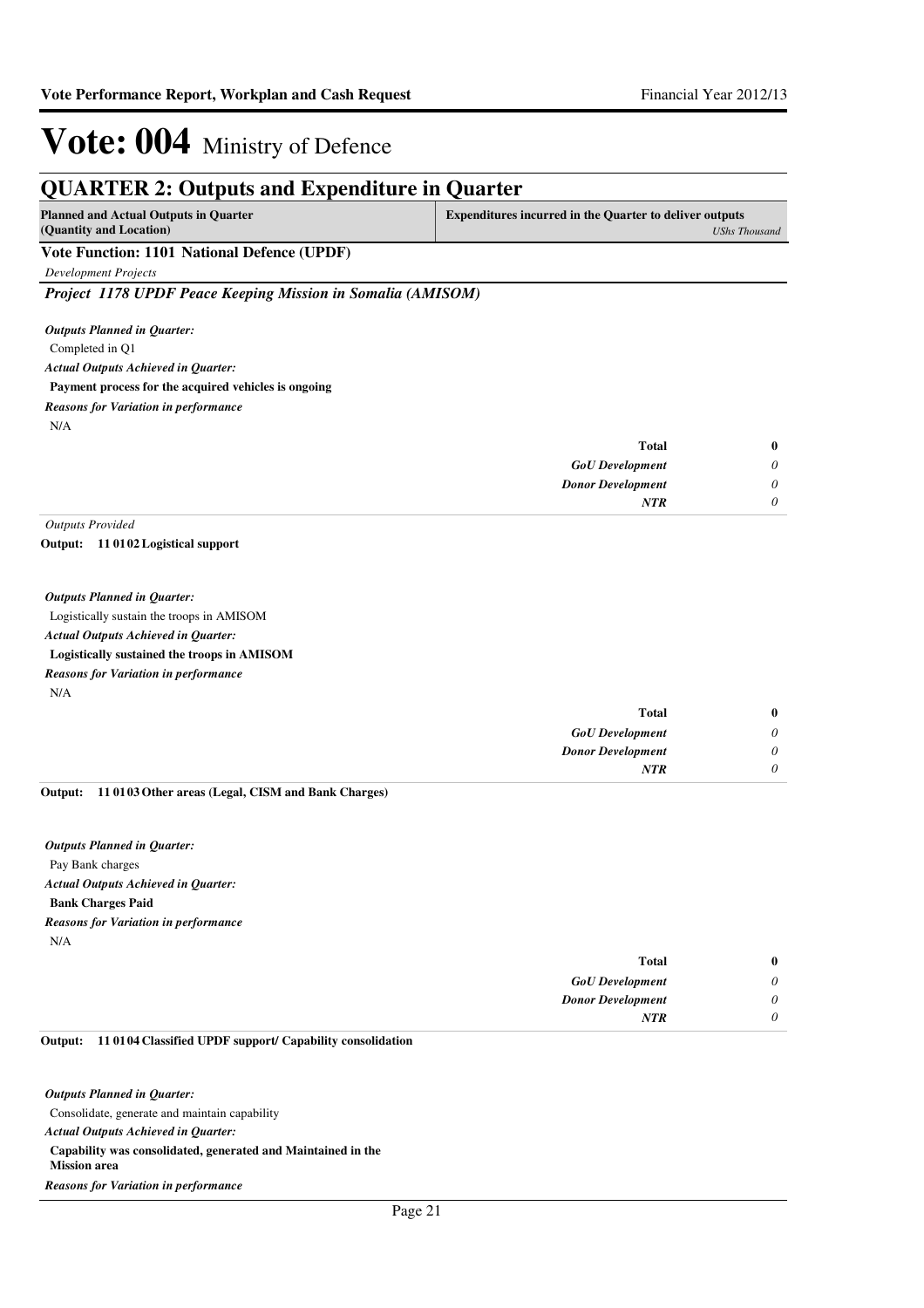# Vote: 004 Ministry of Defence

## QUARTER 2: Outputs and Expenditure in Quarter

| **Planned and Actual Outputs in Quarter (Quantity and Location)** | **Expenditures incurred in the Quarter to deliver outputs** *UShs Thousand* |
|---|---|

### Vote Function: 1101 National Defence (UPDF)

*Development Projects*

***Project 1178 UPDF Peace Keeping Mission in Somalia (AMISOM)***

*Outputs Planned in Quarter:*

Completed in Q1

*Actual Outputs Achieved in Quarter:*

**Payment process for the acquired vehicles is ongoing**

*Reasons for Variation in performance*

N/A

| | |
|---|---|
| **Total** | **0** |
| ***GoU Development*** | *0* |
| ***Donor Development*** | *0* |
| ***NTR*** | *0* |

*Outputs Provided*

**Output: 11 01 02 Logistical support**

*Outputs Planned in Quarter:*

Logistically sustain the troops in AMISOM

*Actual Outputs Achieved in Quarter:*

**Logistically sustained the troops in AMISOM**

*Reasons for Variation in performance*

N/A

| | |
|---|---|
| **Total** | **0** |
| ***GoU Development*** | *0* |
| ***Donor Development*** | *0* |
| ***NTR*** | *0* |

**Output: 11 01 03 Other areas (Legal, CISM and Bank Charges)**

*Outputs Planned in Quarter:*

Pay Bank charges

*Actual Outputs Achieved in Quarter:*

**Bank Charges Paid**

*Reasons for Variation in performance*

N/A

| | |
|---|---|
| **Total** | **0** |
| ***GoU Development*** | *0* |
| ***Donor Development*** | *0* |
| ***NTR*** | *0* |

**Output: 11 01 04 Classified UPDF support/ Capability consolidation**

*Outputs Planned in Quarter:*

Consolidate, generate and maintain capability

*Actual Outputs Achieved in Quarter:*

**Capability was consolidated, generated and Maintained in the Mission area**

*Reasons for Variation in performance*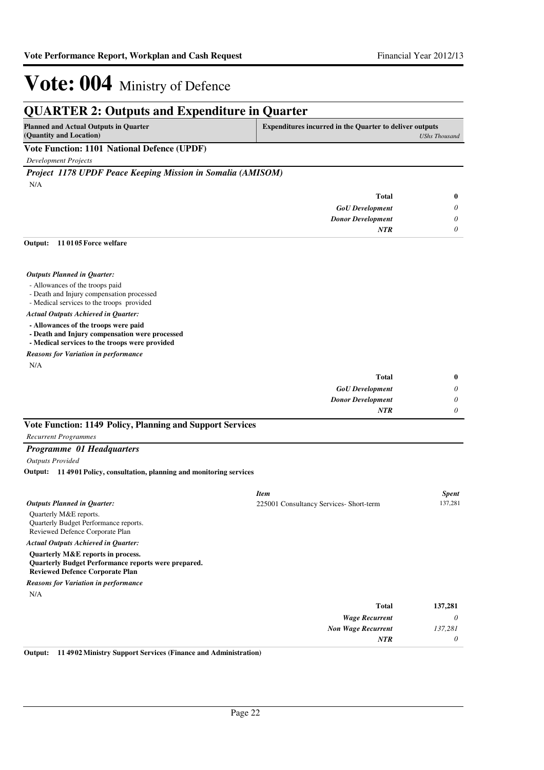# Vote: 004 Ministry of Defence

## QUARTER 2: Outputs and Expenditure in Quarter

| **Planned and Actual Outputs in Quarter (Quantity and Location)** | **Expenditures incurred in the Quarter to deliver outputs** *UShs Thousand* |
|---|---|

### Vote Function: 1101 National Defence (UPDF)

*Development Projects*

#### *Project 1178 UPDF Peace Keeping Mission in Somalia (AMISOM)*

N/A

| | |
|---|---|
| **Total** | **0** |
| *GoU Development* | *0* |
| *Donor Development* | *0* |
| *NTR* | *0* |

**Output: 11 0105 Force welfare**

*Outputs Planned in Quarter:*

- Allowances of the troops paid
- Death and Injury compensation processed
- Medical services to the troops provided

*Actual Outputs Achieved in Quarter:*

**- Allowances of the troops were paid**
**- Death and Injury compensation were processed**
**- Medical services to the troops were provided**

*Reasons for Variation in performance*

N/A

| | |
|---|---|
| **Total** | **0** |
| *GoU Development* | *0* |
| *Donor Development* | *0* |
| *NTR* | *0* |

### Vote Function: 1149 Policy, Planning and Support Services

*Recurrent Programmes*

#### *Programme 01 Headquarters*

*Outputs Provided*

**Output: 11 4901 Policy, consultation, planning and monitoring services**

*Outputs Planned in Quarter:*

Quarterly M&E reports.
Quarterly Budget Performance reports.
Reviewed Defence Corporate Plan

*Actual Outputs Achieved in Quarter:*

**Quarterly M&E reports in process.**
**Quarterly Budget Performance reports were prepared.**
**Reviewed Defence Corporate Plan**

*Reasons for Variation in performance*

N/A

| *Item* | *Spent* |
|---|---|
| 225001 Consultancy Services- Short-term | 137,281 |

| | |
|---|---|
| **Total** | **137,281** |
| *Wage Recurrent* | *0* |
| *Non Wage Recurrent* | *137,281* |
| *NTR* | *0* |

**Output: 11 4902 Ministry Support Services (Finance and Administration)**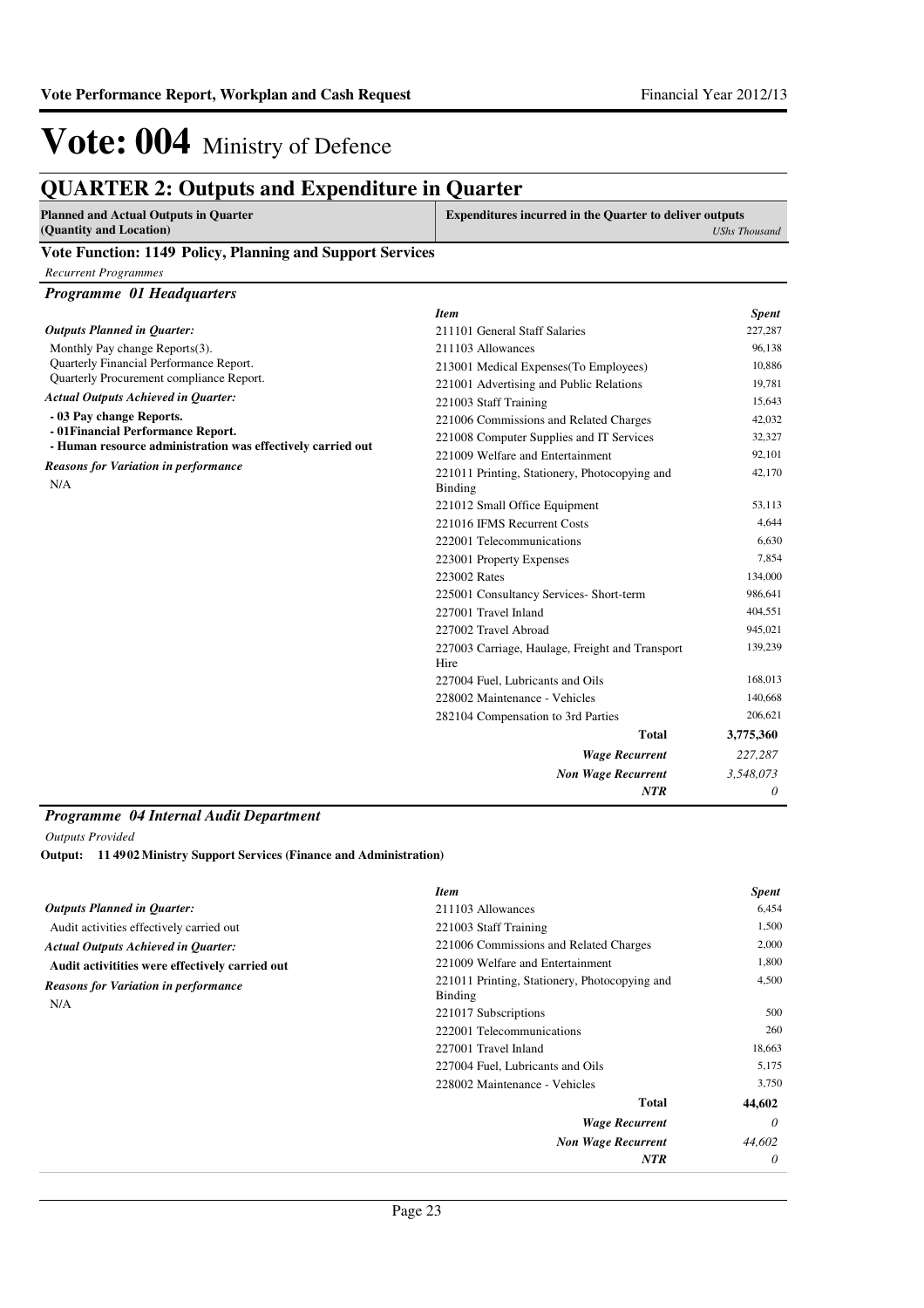# Vote: 004 Ministry of Defence

## QUARTER 2: Outputs and Expenditure in Quarter

| Planned and Actual Outputs in Quarter (Quantity and Location) | Expenditures incurred in the Quarter to deliver outputs *UShs Thousand* |
|---|---|

### Vote Function: 1149 Policy, Planning and Support Services

*Recurrent Programmes*

#### *Programme 01 Headquarters*

***Outputs Planned in Quarter:***

Monthly Pay change Reports(3).
Quarterly Financial Performance Report.
Quarterly Procurement compliance Report.

***Actual Outputs Achieved in Quarter:***

**- 03 Pay change Reports.**
**- 01Financial Performance Report.**
**- Human resource administration was effectively carried out**

***Reasons for Variation in performance***

N/A

| *Item* | *Spent* |
|---|---|
| 211101 General Staff Salaries | 227,287 |
| 211103 Allowances | 96,138 |
| 213001 Medical Expenses(To Employees) | 10,886 |
| 221001 Advertising and Public Relations | 19,781 |
| 221003 Staff Training | 15,643 |
| 221006 Commissions and Related Charges | 42,032 |
| 221008 Computer Supplies and IT Services | 32,327 |
| 221009 Welfare and Entertainment | 92,101 |
| 221011 Printing, Stationery, Photocopying and Binding | 42,170 |
| 221012 Small Office Equipment | 53,113 |
| 221016 IFMS Recurrent Costs | 4,644 |
| 222001 Telecommunications | 6,630 |
| 223001 Property Expenses | 7,854 |
| 223002 Rates | 134,000 |
| 225001 Consultancy Services- Short-term | 986,641 |
| 227001 Travel Inland | 404,551 |
| 227002 Travel Abroad | 945,021 |
| 227003 Carriage, Haulage, Freight and Transport Hire | 139,239 |
| 227004 Fuel, Lubricants and Oils | 168,013 |
| 228002 Maintenance - Vehicles | 140,668 |
| 282104 Compensation to 3rd Parties | 206,621 |
| **Total** | **3,775,360** |
| ***Wage Recurrent*** | *227,287* |
| ***Non Wage Recurrent*** | *3,548,073* |
| ***NTR*** | *0* |

#### *Programme 04 Internal Audit Department*

*Outputs Provided*

**Output: 11 4902 Ministry Support Services (Finance and Administration)**

***Outputs Planned in Quarter:***

Audit activities effectively carried out

***Actual Outputs Achieved in Quarter:***

**Audit activitities were effectively carried out**

***Reasons for Variation in performance***

N/A

| *Item* | *Spent* |
|---|---|
| 211103 Allowances | 6,454 |
| 221003 Staff Training | 1,500 |
| 221006 Commissions and Related Charges | 2,000 |
| 221009 Welfare and Entertainment | 1,800 |
| 221011 Printing, Stationery, Photocopying and Binding | 4,500 |
| 221017 Subscriptions | 500 |
| 222001 Telecommunications | 260 |
| 227001 Travel Inland | 18,663 |
| 227004 Fuel, Lubricants and Oils | 5,175 |
| 228002 Maintenance - Vehicles | 3,750 |
| **Total** | **44,602** |
| ***Wage Recurrent*** | *0* |
| ***Non Wage Recurrent*** | *44,602* |
| ***NTR*** | *0* |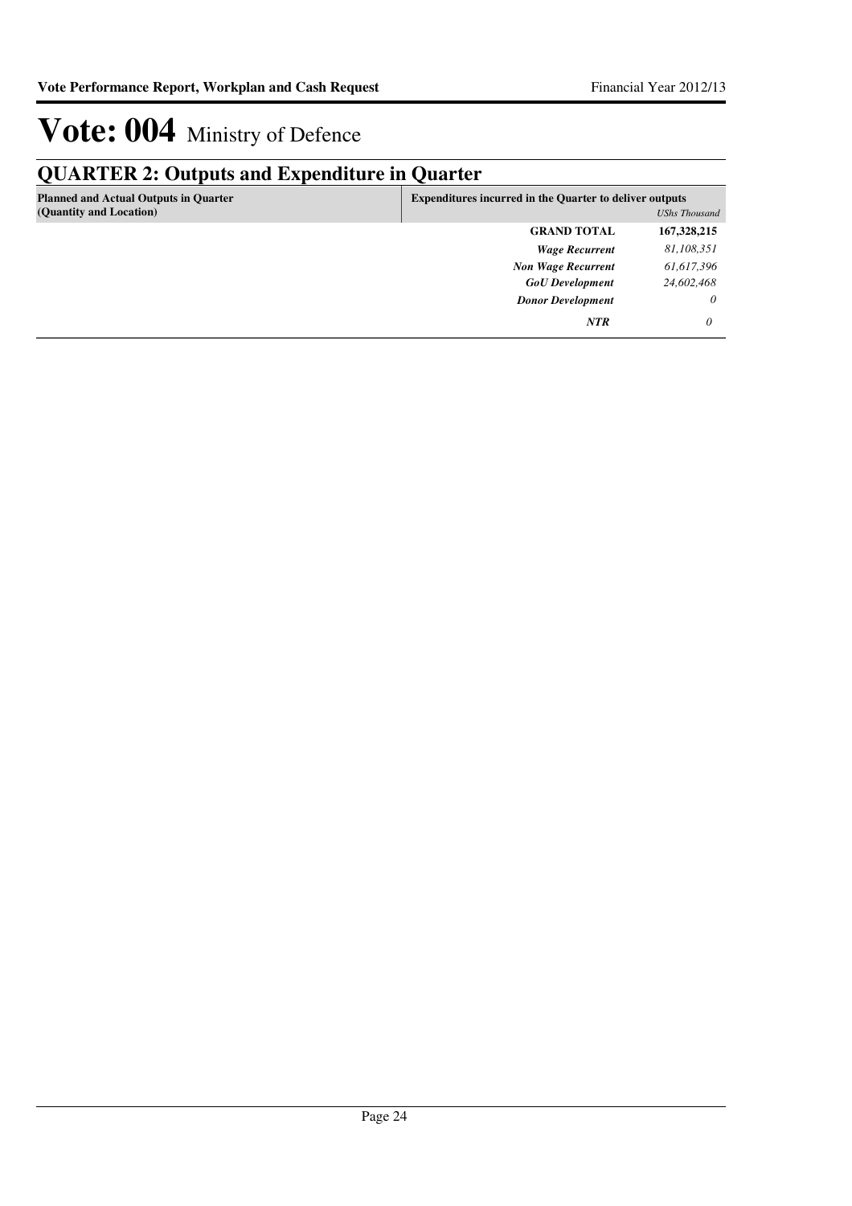# Vote: 004 Ministry of Defence

## QUARTER 2: Outputs and Expenditure in Quarter

| Planned and Actual Outputs in Quarter (Quantity and Location) | Expenditures incurred in the Quarter to deliver outputs | *UShs Thousand* |
|---|---|---|
| | **GRAND TOTAL** | **167,328,215** |
| | ***Wage Recurrent*** | *81,108,351* |
| | ***Non Wage Recurrent*** | *61,617,396* |
| | ***GoU Development*** | *24,602,468* |
| | ***Donor Development*** | *0* |
| | ***NTR*** | *0* |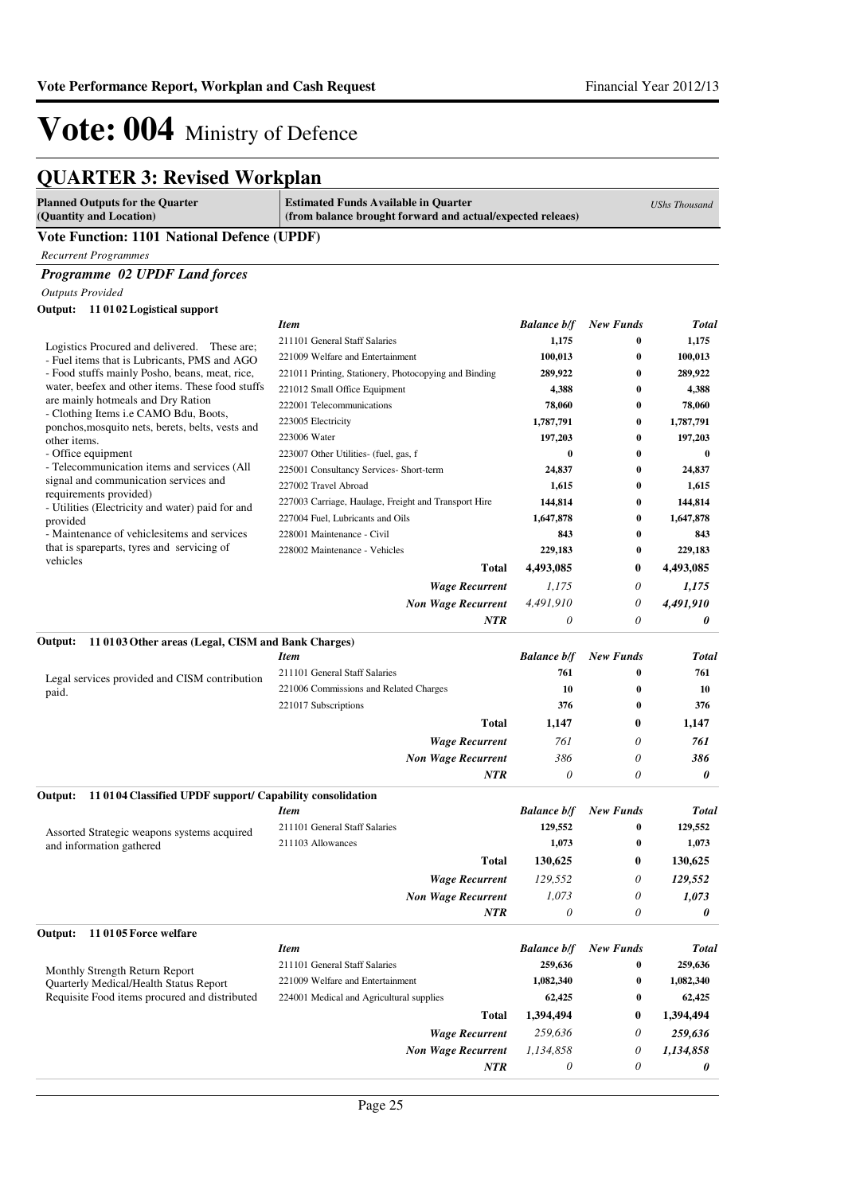# Vote: 004 Ministry of Defence

## QUARTER 3: Revised Workplan

| Planned Outputs for the Quarter (Quantity and Location) | Estimated Funds Available in Quarter (from balance brought forward and actual/expected releaes) | UShs Thousand |
|---|---|---|

### Vote Function: 1101 National Defence (UPDF)

*Recurrent Programmes*

#### *Programme 02 UPDF Land forces*

*Outputs Provided*

**Output: 11 01 02 Logistical support**

Logistics Procured and delivered. These are;
- Fuel items that is Lubricants, PMS and AGO
- Food stuffs mainly Posho, beans, meat, rice, water, beefex and other items. These food stuffs are mainly hotmeals and Dry Ration
- Clothing Items i.e CAMO Bdu, Boots, ponchos,mosquito nets, berets, belts, vests and other items.
- Office equipment
- Telecommunication items and services (All signal and communication services and requirements provided)
- Utilities (Electricity and water) paid for and provided
- Maintenance of vehiclesitems and services that is spareparts, tyres and servicing of vehicles

| Item | Balance b/f | New Funds | Total |
|---|---|---|---|
| 211101 General Staff Salaries | 1,175 | 0 | 1,175 |
| 221009 Welfare and Entertainment | 100,013 | 0 | 100,013 |
| 221011 Printing, Stationery, Photocopying and Binding | 289,922 | 0 | 289,922 |
| 221012 Small Office Equipment | 4,388 | 0 | 4,388 |
| 222001 Telecommunications | 78,060 | 0 | 78,060 |
| 223005 Electricity | 1,787,791 | 0 | 1,787,791 |
| 223006 Water | 197,203 | 0 | 197,203 |
| 223007 Other Utilities- (fuel, gas, f | 0 | 0 | 0 |
| 225001 Consultancy Services- Short-term | 24,837 | 0 | 24,837 |
| 227002 Travel Abroad | 1,615 | 0 | 1,615 |
| 227003 Carriage, Haulage, Freight and Transport Hire | 144,814 | 0 | 144,814 |
| 227004 Fuel, Lubricants and Oils | 1,647,878 | 0 | 1,647,878 |
| 228001 Maintenance - Civil | 843 | 0 | 843 |
| 228002 Maintenance - Vehicles | 229,183 | 0 | 229,183 |
| **Total** | **4,493,085** | **0** | **4,493,085** |
| ***Wage Recurrent*** | *1,175* | *0* | ***1,175*** |
| ***Non Wage Recurrent*** | *4,491,910* | *0* | ***4,491,910*** |
| ***NTR*** | *0* | *0* | ***0*** |

**Output: 11 01 03 Other areas (Legal, CISM and Bank Charges)**

Legal services provided and CISM contribution paid.

| Item | Balance b/f | New Funds | Total |
|---|---|---|---|
| 211101 General Staff Salaries | 761 | 0 | 761 |
| 221006 Commissions and Related Charges | 10 | 0 | 10 |
| 221017 Subscriptions | 376 | 0 | 376 |
| **Total** | **1,147** | **0** | **1,147** |
| ***Wage Recurrent*** | *761* | *0* | ***761*** |
| ***Non Wage Recurrent*** | *386* | *0* | ***386*** |
| ***NTR*** | *0* | *0* | ***0*** |

**Output: 11 01 04 Classified UPDF support/ Capability consolidation**

Assorted Strategic weapons systems acquired and information gathered

| Item | Balance b/f | New Funds | Total |
|---|---|---|---|
| 211101 General Staff Salaries | 129,552 | 0 | 129,552 |
| 211103 Allowances | 1,073 | 0 | 1,073 |
| **Total** | **130,625** | **0** | **130,625** |
| ***Wage Recurrent*** | *129,552* | *0* | ***129,552*** |
| ***Non Wage Recurrent*** | *1,073* | *0* | ***1,073*** |
| ***NTR*** | *0* | *0* | ***0*** |

**Output: 11 01 05 Force welfare**

Monthly Strength Return Report
Quarterly Medical/Health Status Report
Requisite Food items procured and distributed

| Item | Balance b/f | New Funds | Total |
|---|---|---|---|
| 211101 General Staff Salaries | 259,636 | 0 | 259,636 |
| 221009 Welfare and Entertainment | 1,082,340 | 0 | 1,082,340 |
| 224001 Medical and Agricultural supplies | 62,425 | 0 | 62,425 |
| **Total** | **1,394,494** | **0** | **1,394,494** |
| ***Wage Recurrent*** | *259,636* | *0* | ***259,636*** |
| ***Non Wage Recurrent*** | *1,134,858* | *0* | ***1,134,858*** |
| ***NTR*** | *0* | *0* | ***0*** |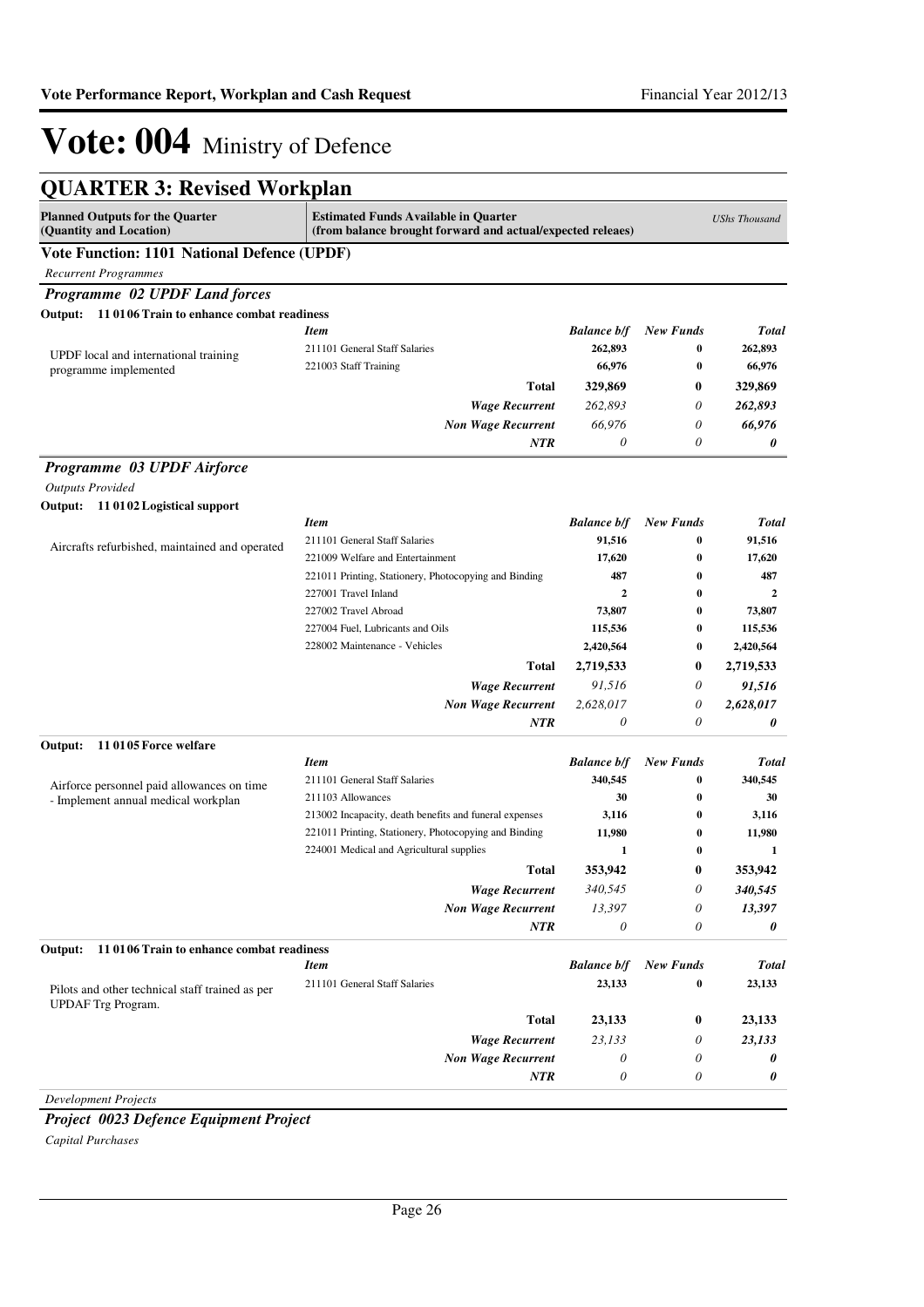# Vote: 004 Ministry of Defence

## QUARTER 3: Revised Workplan

| Planned Outputs for the Quarter (Quantity and Location) | Estimated Funds Available in Quarter (from balance brought forward and actual/expected releaes) | | | UShs Thousand |
|---|---|---|---|---|

### Vote Function: 1101 National Defence (UPDF)

*Recurrent Programmes*

### *Programme 02 UPDF Land forces*

**Output: 11 01 06 Train to enhance combat readiness**

| | Item | Balance b/f | New Funds | Total |
|---|---|---|---|---|
| UPDF local and international training programme implemented | 211101 General Staff Salaries | 262,893 | 0 | 262,893 |
| | 221003 Staff Training | 66,976 | 0 | 66,976 |
| | **Total** | **329,869** | **0** | **329,869** |
| | *Wage Recurrent* | *262,893* | *0* | ***262,893*** |
| | *Non Wage Recurrent* | *66,976* | *0* | ***66,976*** |
| | *NTR* | *0* | *0* | ***0*** |

### *Programme 03 UPDF Airforce*

*Outputs Provided*

**Output: 11 01 02 Logistical support**

| | Item | Balance b/f | New Funds | Total |
|---|---|---|---|---|
| Aircrafts refurbished, maintained and operated | 211101 General Staff Salaries | 91,516 | 0 | 91,516 |
| | 221009 Welfare and Entertainment | 17,620 | 0 | 17,620 |
| | 221011 Printing, Stationery, Photocopying and Binding | 487 | 0 | 487 |
| | 227001 Travel Inland | 2 | 0 | 2 |
| | 227002 Travel Abroad | 73,807 | 0 | 73,807 |
| | 227004 Fuel, Lubricants and Oils | 115,536 | 0 | 115,536 |
| | 228002 Maintenance - Vehicles | 2,420,564 | 0 | 2,420,564 |
| | **Total** | **2,719,533** | **0** | **2,719,533** |
| | *Wage Recurrent* | *91,516* | *0* | ***91,516*** |
| | *Non Wage Recurrent* | *2,628,017* | *0* | ***2,628,017*** |
| | *NTR* | *0* | *0* | ***0*** |

**Output: 11 01 05 Force welfare**

| | Item | Balance b/f | New Funds | Total |
|---|---|---|---|---|
| Airforce personnel paid allowances on time - Implement annual medical workplan | 211101 General Staff Salaries | 340,545 | 0 | 340,545 |
| | 211103 Allowances | 30 | 0 | 30 |
| | 213002 Incapacity, death benefits and funeral expenses | 3,116 | 0 | 3,116 |
| | 221011 Printing, Stationery, Photocopying and Binding | 11,980 | 0 | 11,980 |
| | 224001 Medical and Agricultural supplies | 1 | 0 | 1 |
| | **Total** | **353,942** | **0** | **353,942** |
| | *Wage Recurrent* | *340,545* | *0* | ***340,545*** |
| | *Non Wage Recurrent* | *13,397* | *0* | ***13,397*** |
| | *NTR* | *0* | *0* | ***0*** |

**Output: 11 01 06 Train to enhance combat readiness**

| | Item | Balance b/f | New Funds | Total |
|---|---|---|---|---|
| Pilots and other technical staff trained as per UPDAF Trg Program. | 211101 General Staff Salaries | 23,133 | 0 | 23,133 |
| | **Total** | **23,133** | **0** | **23,133** |
| | *Wage Recurrent* | *23,133* | *0* | ***23,133*** |
| | *Non Wage Recurrent* | *0* | *0* | ***0*** |
| | *NTR* | *0* | *0* | ***0*** |

*Development Projects*

### *Project 0023 Defence Equipment Project*

*Capital Purchases*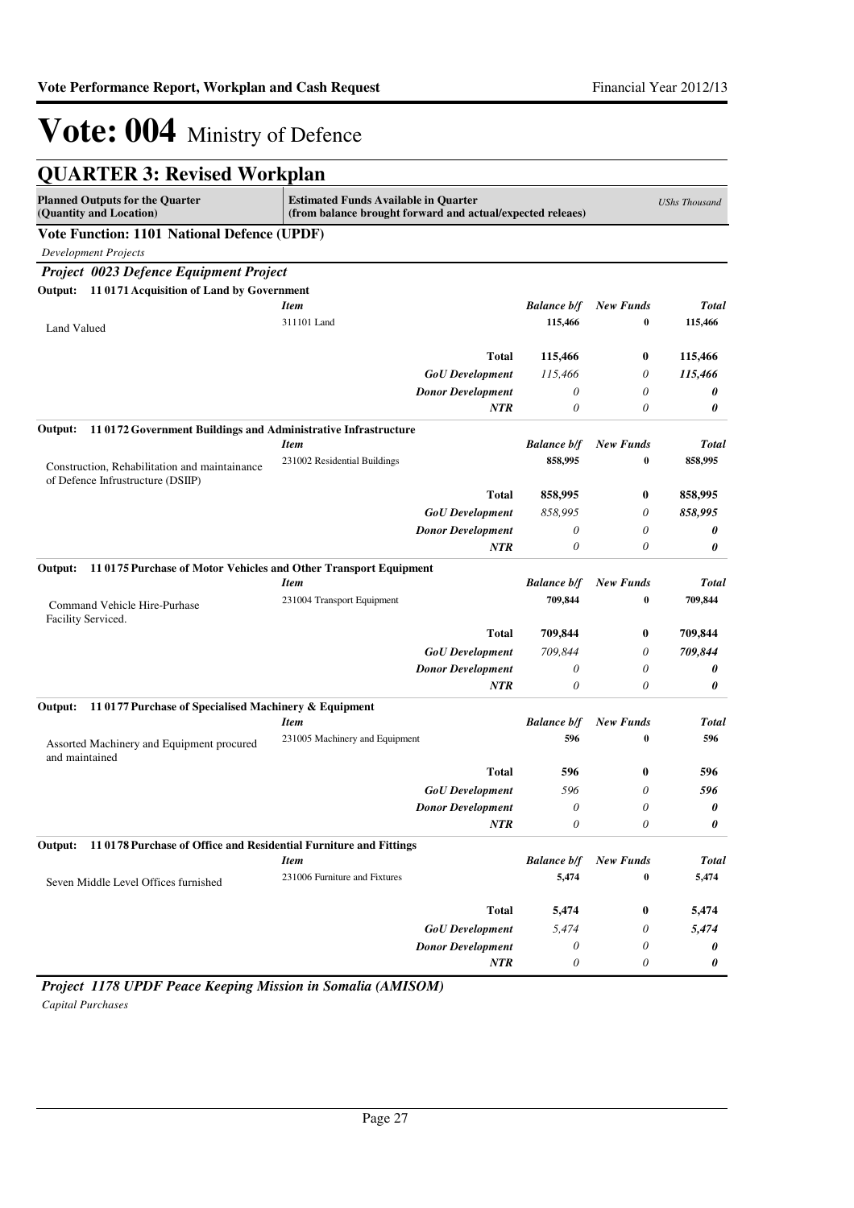# Vote: 004 Ministry of Defence

## QUARTER 3: Revised Workplan

| Planned Outputs for the Quarter (Quantity and Location) | Estimated Funds Available in Quarter (from balance brought forward and actual/expected releaes) | | | USHs Thousand |
|---|---|---|---|---|

### Vote Function: 1101 National Defence (UPDF)

*Development Projects*

***Project 0023 Defence Equipment Project***

**Output: 11 0171 Acquisition of Land by Government**

| | *Item* | *Balance b/f* | *New Funds* | *Total* |
|---|---|---|---|---|
| Land Valued | 311101 Land | 115,466 | 0 | 115,466 |
| | **Total** | **115,466** | **0** | **115,466** |
| | *GoU Development* | *115,466* | *0* | ***115,466*** |
| | *Donor Development* | *0* | *0* | ***0*** |
| | *NTR* | *0* | *0* | ***0*** |

**Output: 11 0172 Government Buildings and Administrative Infrastructure**

| | *Item* | *Balance b/f* | *New Funds* | *Total* |
|---|---|---|---|---|
| Construction, Rehabilitation and maintainance of Defence Infrustructure (DSIIP) | 231002 Residential Buildings | 858,995 | 0 | 858,995 |
| | **Total** | **858,995** | **0** | **858,995** |
| | *GoU Development* | *858,995* | *0* | ***858,995*** |
| | *Donor Development* | *0* | *0* | ***0*** |
| | *NTR* | *0* | *0* | ***0*** |

**Output: 11 0175 Purchase of Motor Vehicles and Other Transport Equipment**

| | *Item* | *Balance b/f* | *New Funds* | *Total* |
|---|---|---|---|---|
| Command Vehicle Hire-Purhase Facility Serviced. | 231004 Transport Equipment | 709,844 | 0 | 709,844 |
| | **Total** | **709,844** | **0** | **709,844** |
| | *GoU Development* | *709,844* | *0* | ***709,844*** |
| | *Donor Development* | *0* | *0* | ***0*** |
| | *NTR* | *0* | *0* | ***0*** |

**Output: 11 0177 Purchase of Specialised Machinery & Equipment**

| | *Item* | *Balance b/f* | *New Funds* | *Total* |
|---|---|---|---|---|
| Assorted Machinery and Equipment procured and maintained | 231005 Machinery and Equipment | 596 | 0 | 596 |
| | **Total** | **596** | **0** | **596** |
| | *GoU Development* | *596* | *0* | ***596*** |
| | *Donor Development* | *0* | *0* | ***0*** |
| | *NTR* | *0* | *0* | ***0*** |

**Output: 11 0178 Purchase of Office and Residential Furniture and Fittings**

| | *Item* | *Balance b/f* | *New Funds* | *Total* |
|---|---|---|---|---|
| Seven Middle Level Offices furnished | 231006 Furniture and Fixtures | 5,474 | 0 | 5,474 |
| | **Total** | **5,474** | **0** | **5,474** |
| | *GoU Development* | *5,474* | *0* | ***5,474*** |
| | *Donor Development* | *0* | *0* | ***0*** |
| | *NTR* | *0* | *0* | ***0*** |

***Project 1178 UPDF Peace Keeping Mission in Somalia (AMISOM)***

*Capital Purchases*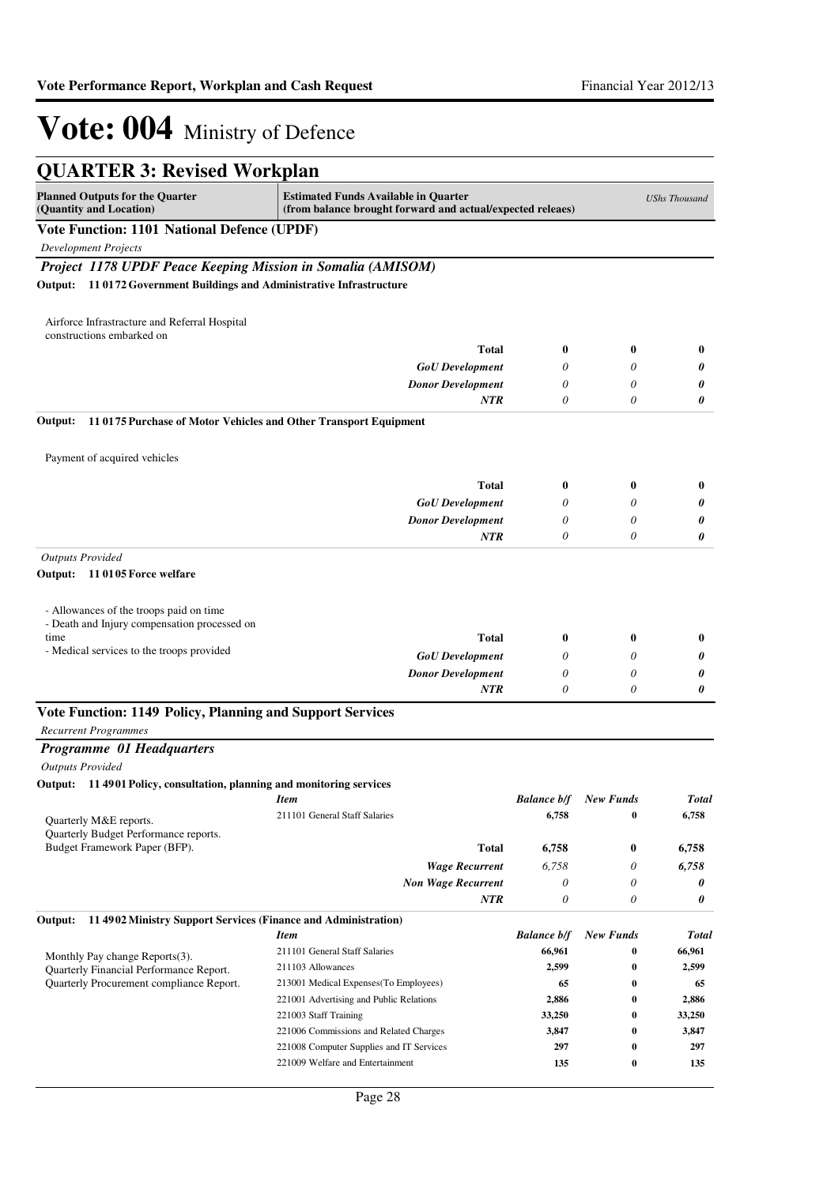# Vote: 004 Ministry of Defence

## QUARTER 3: Revised Workplan

| Planned Outputs for the Quarter (Quantity and Location) | Estimated Funds Available in Quarter (from balance brought forward and actual/expected releaes) | | | UShs Thousand |
|---|---|---|---|---|

### Vote Function: 1101 National Defence (UPDF)

*Development Projects*

#### *Project 1178 UPDF Peace Keeping Mission in Somalia (AMISOM)*

**Output: 11 0172 Government Buildings and Administrative Infrastructure**

| Planned Outputs | | | | |
|---|---|---|---|---|
| Airforce Infrastructure and Referral Hospital constructions embarked on | | | | |
| | **Total** | **0** | **0** | **0** |
| | *GoU Development* | *0* | *0* | ***0*** |
| | *Donor Development* | *0* | *0* | ***0*** |
| | *NTR* | *0* | *0* | ***0*** |

**Output: 11 0175 Purchase of Motor Vehicles and Other Transport Equipment**

| Planned Outputs | | | | |
|---|---|---|---|---|
| Payment of acquired vehicles | | | | |
| | **Total** | **0** | **0** | **0** |
| | *GoU Development* | *0* | *0* | ***0*** |
| | *Donor Development* | *0* | *0* | ***0*** |
| | *NTR* | *0* | *0* | ***0*** |

*Outputs Provided*

**Output: 11 0105 Force welfare**

| Planned Outputs | | | | |
|---|---|---|---|---|
| - Allowances of the troops paid on time<br>- Death and Injury compensation processed on time<br>- Medical services to the troops provided | **Total** | **0** | **0** | **0** |
| | *GoU Development* | *0* | *0* | ***0*** |
| | *Donor Development* | *0* | *0* | ***0*** |
| | *NTR* | *0* | *0* | ***0*** |

### Vote Function: 1149 Policy, Planning and Support Services

*Recurrent Programmes*

#### *Programme 01 Headquarters*

*Outputs Provided*

**Output: 11 4901 Policy, consultation, planning and monitoring services**

| Planned Outputs | *Item* | *Balance b/f* | *New Funds* | *Total* |
|---|---|---|---|---|
| Quarterly M&E reports.<br>Quarterly Budget Performance reports.<br>Budget Framework Paper (BFP). | 211101 General Staff Salaries | **6,758** | **0** | **6,758** |
| | **Total** | **6,758** | **0** | **6,758** |
| | *Wage Recurrent* | *6,758* | *0* | ***6,758*** |
| | *Non Wage Recurrent* | *0* | *0* | ***0*** |
| | *NTR* | *0* | *0* | ***0*** |

**Output: 11 4902 Ministry Support Services (Finance and Administration)**

| Planned Outputs | *Item* | *Balance b/f* | *New Funds* | *Total* |
|---|---|---|---|---|
| Monthly Pay change Reports(3).<br>Quarterly Financial Performance Report.<br>Quarterly Procurement compliance Report. | 211101 General Staff Salaries | **66,961** | **0** | **66,961** |
| | 211103 Allowances | **2,599** | **0** | **2,599** |
| | 213001 Medical Expenses(To Employees) | **65** | **0** | **65** |
| | 221001 Advertising and Public Relations | **2,886** | **0** | **2,886** |
| | 221003 Staff Training | **33,250** | **0** | **33,250** |
| | 221006 Commissions and Related Charges | **3,847** | **0** | **3,847** |
| | 221008 Computer Supplies and IT Services | **297** | **0** | **297** |
| | 221009 Welfare and Entertainment | **135** | **0** | **135** |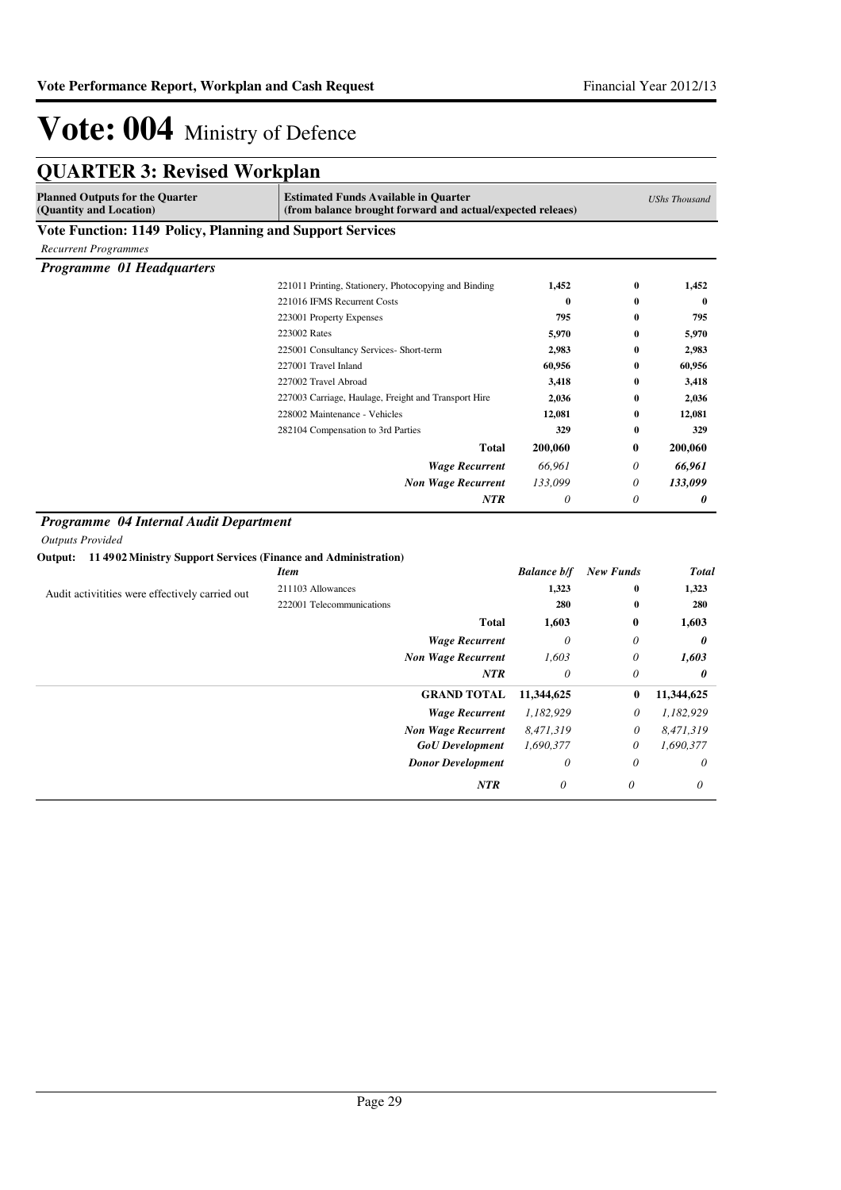# Vote: 004 Ministry of Defence

## QUARTER 3: Revised Workplan

| Planned Outputs for the Quarter (Quantity and Location) | Estimated Funds Available in Quarter (from balance brought forward and actual/expected releaes) | | | UShs Thousand |
|---|---|---|---|---|

### Vote Function: 1149 Policy, Planning and Support Services

*Recurrent Programmes*

#### *Programme 01 Headquarters*

| | | | | |
|---|---|---|---|---|
| | 221011 Printing, Stationery, Photocopying and Binding | **1,452** | **0** | **1,452** |
| | 221016 IFMS Recurrent Costs | **0** | **0** | **0** |
| | 223001 Property Expenses | **795** | **0** | **795** |
| | 223002 Rates | **5,970** | **0** | **5,970** |
| | 225001 Consultancy Services- Short-term | **2,983** | **0** | **2,983** |
| | 227001 Travel Inland | **60,956** | **0** | **60,956** |
| | 227002 Travel Abroad | **3,418** | **0** | **3,418** |
| | 227003 Carriage, Haulage, Freight and Transport Hire | **2,036** | **0** | **2,036** |
| | 228002 Maintenance - Vehicles | **12,081** | **0** | **12,081** |
| | 282104 Compensation to 3rd Parties | **329** | **0** | **329** |
| | **Total** | **200,060** | **0** | **200,060** |
| | ***Wage Recurrent*** | *66,961* | *0* | ***66,961*** |
| | ***Non Wage Recurrent*** | *133,099* | *0* | ***133,099*** |
| | ***NTR*** | *0* | *0* | ***0*** |

#### *Programme 04 Internal Audit Department*

*Outputs Provided*

**Output: 11 4902 Ministry Support Services (Finance and Administration)**

| | *Item* | *Balance b/f* | *New Funds* | *Total* |
|---|---|---|---|---|
| Audit activitities were effectively carried out | 211103 Allowances | **1,323** | **0** | **1,323** |
| | 222001 Telecommunications | **280** | **0** | **280** |
| | **Total** | **1,603** | **0** | **1,603** |
| | ***Wage Recurrent*** | *0* | *0* | ***0*** |
| | ***Non Wage Recurrent*** | *1,603* | *0* | ***1,603*** |
| | ***NTR*** | *0* | *0* | ***0*** |
| | **GRAND TOTAL** | **11,344,625** | **0** | **11,344,625** |
| | ***Wage Recurrent*** | *1,182,929* | *0* | *1,182,929* |
| | ***Non Wage Recurrent*** | *8,471,319* | *0* | *8,471,319* |
| | ***GoU Development*** | *1,690,377* | *0* | *1,690,377* |
| | ***Donor Development*** | *0* | *0* | *0* |
| | ***NTR*** | *0* | *0* | *0* |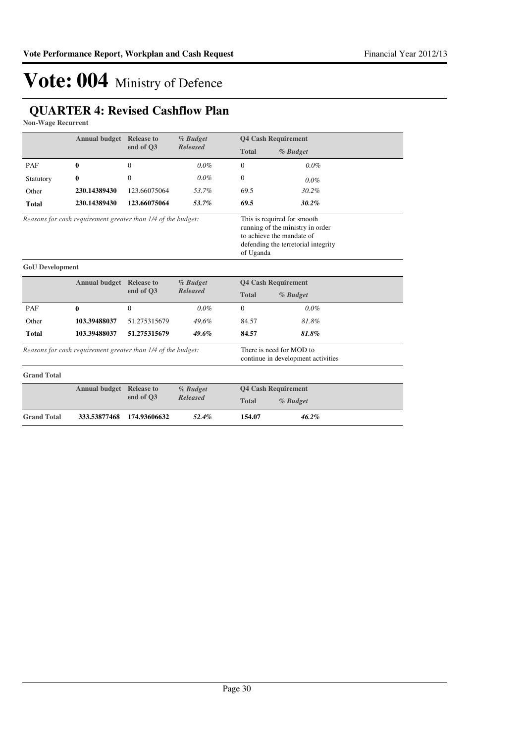# Vote: 004 Ministry of Defence

## QUARTER 4: Revised Cashflow Plan

**Non-Wage Recurrent**

| | Annual budget | Release to end of Q3 | *% Budget Released* | Q4 Cash Requirement | |
|---|---|---|---|---|---|
| | | | | **Total** | ***% Budget*** |
| PAF | **0** | 0 | *0.0%* | 0 | *0.0%* |
| Statutory | **0** | 0 | *0.0%* | 0 | *0.0%* |
| Other | **230.14389430** | 123.66075064 | *53.7%* | 69.5 | *30.2%* |
| **Total** | **230.14389430** | **123.66075064** | ***53.7%*** | **69.5** | ***30.2%*** |

*Reasons for cash requirement greater than 1/4 of the budget:* This is required for smooth running of the ministry in order to achieve the mandate of defending the terretorial integrity of Uganda

**GoU Development**

| | Annual budget | Release to end of Q3 | *% Budget Released* | Q4 Cash Requirement | |
|---|---|---|---|---|---|
| | | | | **Total** | ***% Budget*** |
| PAF | **0** | 0 | *0.0%* | 0 | *0.0%* |
| Other | **103.39488037** | 51.275315679 | *49.6%* | 84.57 | *81.8%* |
| **Total** | **103.39488037** | **51.275315679** | ***49.6%*** | **84.57** | ***81.8%*** |

*Reasons for cash requirement greater than 1/4 of the budget:* There is need for MOD to continue in development activities

**Grand Total**

| | Annual budget | Release to end of Q3 | *% Budget Released* | Q4 Cash Requirement | |
|---|---|---|---|---|---|
| | | | | **Total** | ***% Budget*** |
| **Grand Total** | **333.53877468** | **174.93606632** | ***52.4%*** | **154.07** | ***46.2%*** |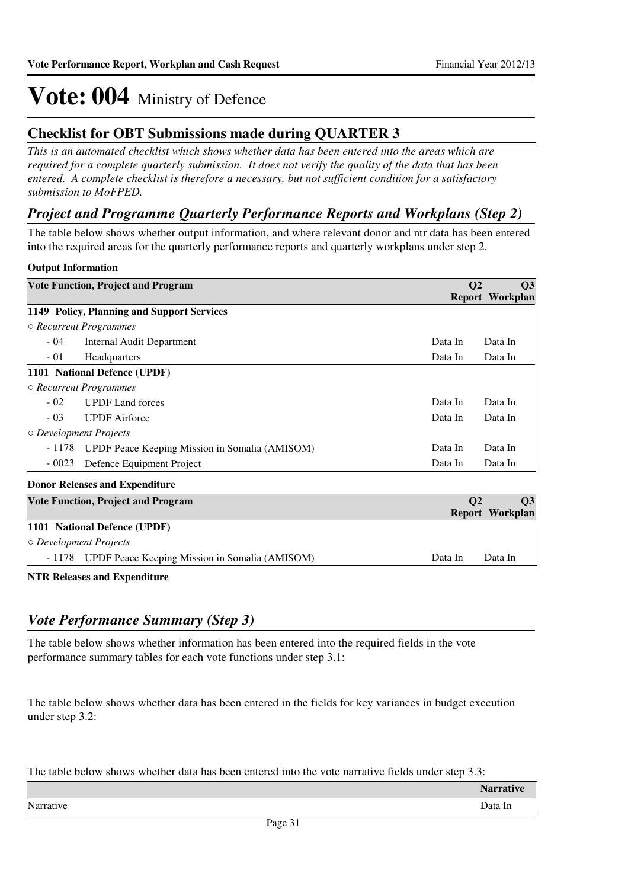# Vote: 004 Ministry of Defence

## Checklist for OBT Submissions made during QUARTER 3

*This is an automated checklist which shows whether data has been entered into the areas which are required for a complete quarterly submission. It does not verify the quality of the data that has been entered. A complete checklist is therefore a necessary, but not sufficient condition for a satisfactory submission to MoFPED.*

### *Project and Programme Quarterly Performance Reports and Workplans (Step 2)*

The table below shows whether output information, and where relevant donor and ntr data has been entered into the required areas for the quarterly performance reports and quarterly workplans under step 2.

**Output Information**

| Vote Function, Project and Program | | Q2 Report | Q3 Workplan |
|---|---|---|---|
| **1149 Policy, Planning and Support Services** | | | |
| *○ Recurrent Programmes* | | | |
| - 04 | Internal Audit Department | Data In | Data In |
| - 01 | Headquarters | Data In | Data In |
| **1101 National Defence (UPDF)** | | | |
| *○ Recurrent Programmes* | | | |
| - 02 | UPDF Land forces | Data In | Data In |
| - 03 | UPDF Airforce | Data In | Data In |
| *○ Development Projects* | | | |
| - 1178 | UPDF Peace Keeping Mission in Somalia (AMISOM) | Data In | Data In |
| - 0023 | Defence Equipment Project | Data In | Data In |

**Donor Releases and Expenditure**

| Vote Function, Project and Program | | Q2 Report | Q3 Workplan |
|---|---|---|---|
| **1101 National Defence (UPDF)** | | | |
| *○ Development Projects* | | | |
| - 1178 | UPDF Peace Keeping Mission in Somalia (AMISOM) | Data In | Data In |

**NTR Releases and Expenditure**

### *Vote Performance Summary (Step 3)*

The table below shows whether information has been entered into the required fields in the vote performance summary tables for each vote functions under step 3.1:

The table below shows whether data has been entered in the fields for key variances in budget execution under step 3.2:

The table below shows whether data has been entered into the vote narrative fields under step 3.3:

| | Narrative |
|---|---|
| Narrative | Data In |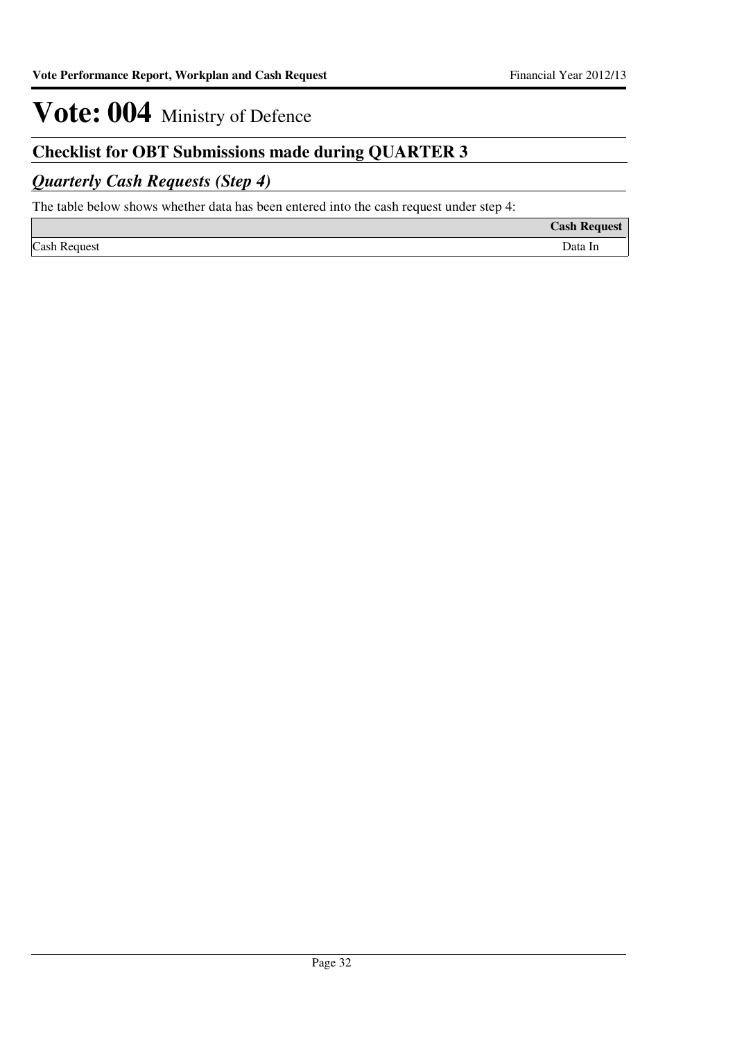# Vote: 004 Ministry of Defence

## Checklist for OBT Submissions made during QUARTER 3

### *Quarterly Cash Requests (Step 4)*

The table below shows whether data has been entered into the cash request under step 4:

| | Cash Request |
|---|---|
| Cash Request | Data In |